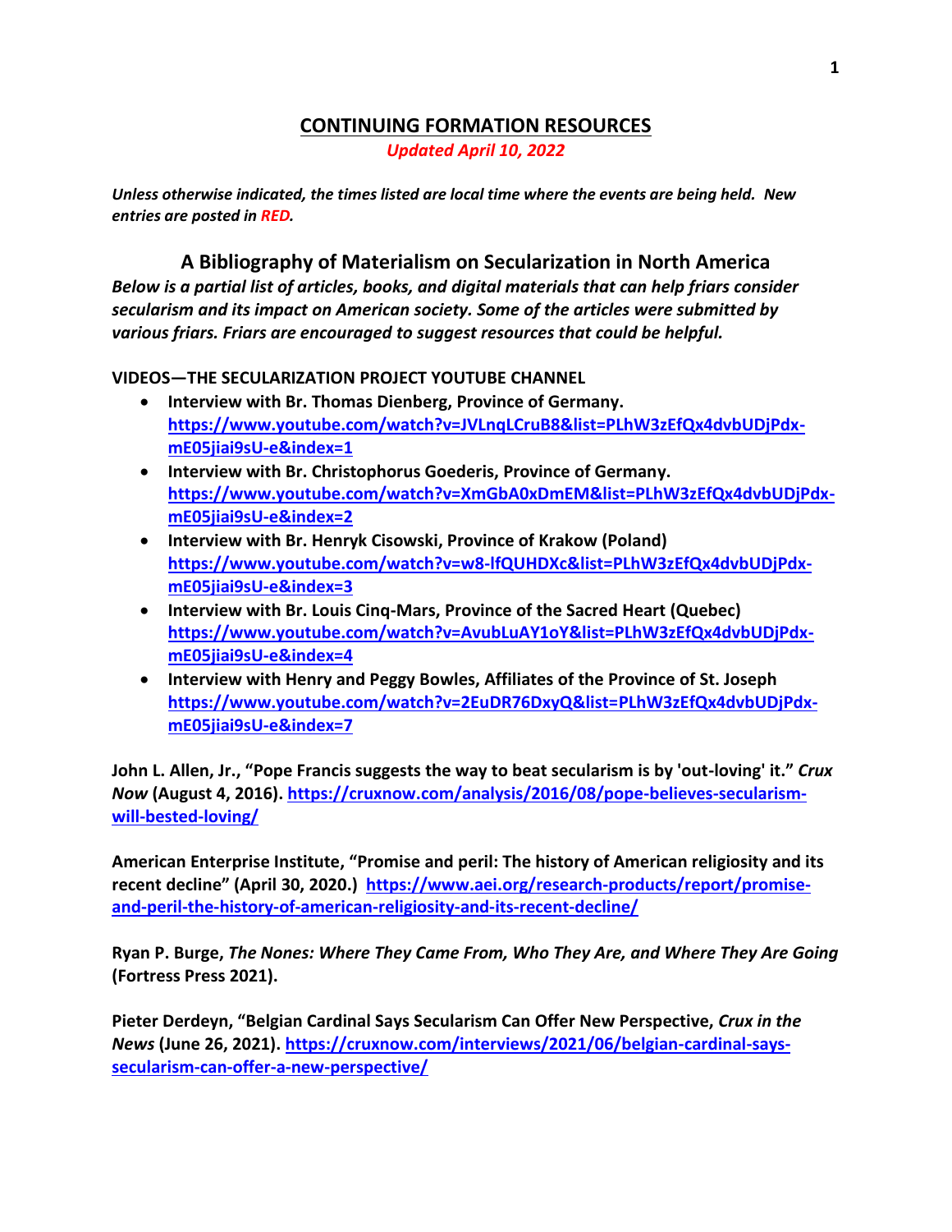# CONTINUING FORMATION RESOURCES

*Updated April 10, 2022*

***Unless otherwise indicated, the times listed are local time where the events are being held. New entries are posted in RED.***

## A Bibliography of Materialism on Secularization in North America

***Below is a partial list of articles, books, and digital materials that can help friars consider secularism and its impact on American society. Some of the articles were submitted by various friars. Friars are encouraged to suggest resources that could be helpful.***

**VIDEOS—THE SECULARIZATION PROJECT YOUTUBE CHANNEL**

- **Interview with Br. Thomas Dienberg, Province of Germany.** **https://www.youtube.com/watch?v=JVLnqLCruB8&list=PLhW3zEfQx4dvbUDjPdx-mE05jiai9sU-e&index=1**
- **Interview with Br. Christophorus Goederis, Province of Germany.** **https://www.youtube.com/watch?v=XmGbA0xDmEM&list=PLhW3zEfQx4dvbUDjPdx-mE05jiai9sU-e&index=2**
- **Interview with Br. Henryk Cisowski, Province of Krakow (Poland)** **https://www.youtube.com/watch?v=w8-lfQUHDXc&list=PLhW3zEfQx4dvbUDjPdx-mE05jiai9sU-e&index=3**
- **Interview with Br. Louis Cinq-Mars, Province of the Sacred Heart (Quebec)** **https://www.youtube.com/watch?v=AvubLuAY1oY&list=PLhW3zEfQx4dvbUDjPdx-mE05jiai9sU-e&index=4**
- **Interview with Henry and Peggy Bowles, Affiliates of the Province of St. Joseph** **https://www.youtube.com/watch?v=2EuDR76DxyQ&list=PLhW3zEfQx4dvbUDjPdx-mE05jiai9sU-e&index=7**

**John L. Allen, Jr., "Pope Francis suggests the way to beat secularism is by 'out-loving' it."** ***Crux Now*** **(August 4, 2016). https://cruxnow.com/analysis/2016/08/pope-believes-secularism-will-bested-loving/**

**American Enterprise Institute, "Promise and peril: The history of American religiosity and its recent decline" (April 30, 2020.) https://www.aei.org/research-products/report/promise-and-peril-the-history-of-american-religiosity-and-its-recent-decline/**

**Ryan P. Burge,** ***The Nones: Where They Came From, Who They Are, and Where They Are Going*** **(Fortress Press 2021).**

**Pieter Derdeyn, "Belgian Cardinal Says Secularism Can Offer New Perspective,** ***Crux in the News*** **(June 26, 2021). https://cruxnow.com/interviews/2021/06/belgian-cardinal-says-secularism-can-offer-a-new-perspective/**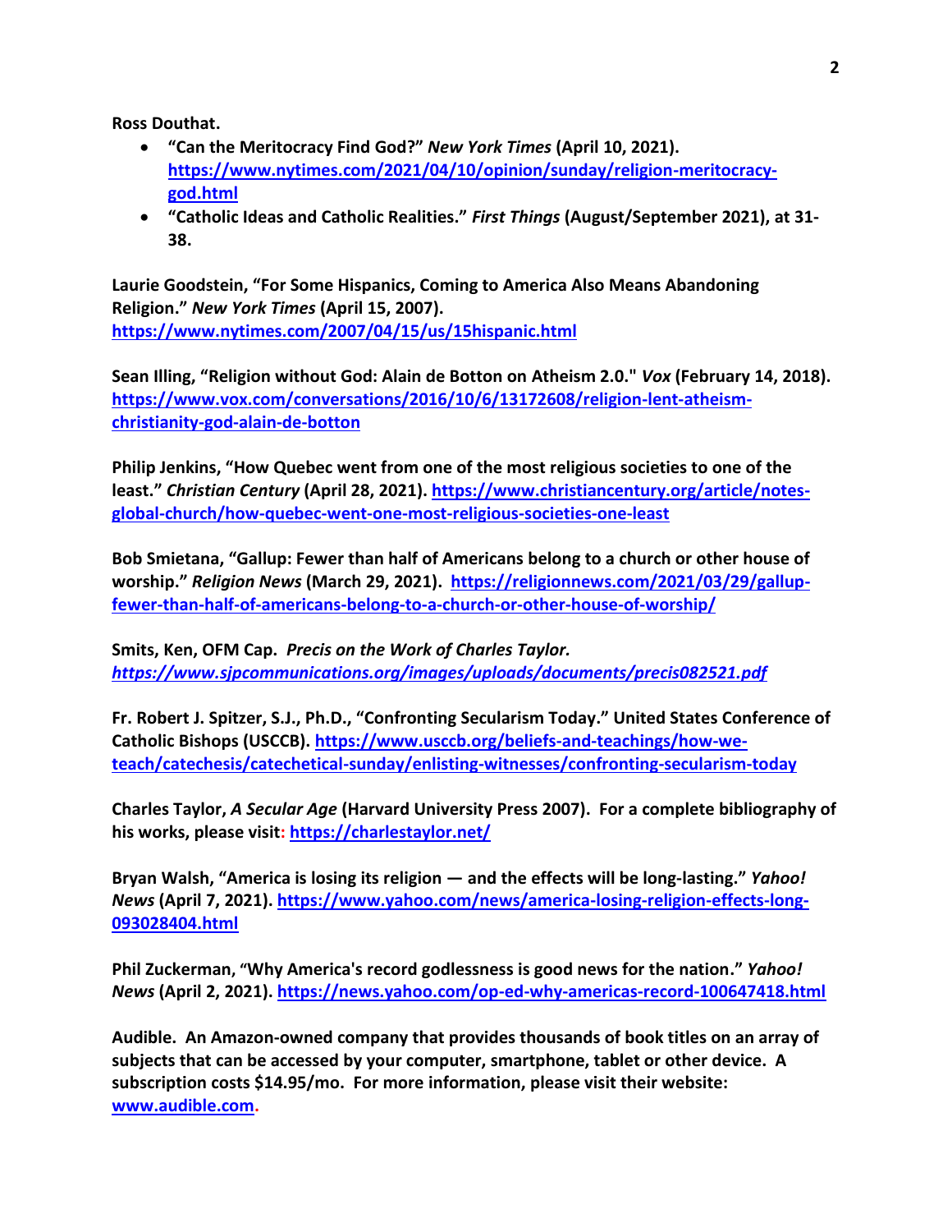**Ross Douthat.**

- **"Can the Meritocracy Find God?"** ***New York Times*** **(April 10, 2021).** **https://www.nytimes.com/2021/04/10/opinion/sunday/religion-meritocracy-god.html**
- **"Catholic Ideas and Catholic Realities."** ***First Things*** **(August/September 2021), at 31-38.**

**Laurie Goodstein, "For Some Hispanics, Coming to America Also Means Abandoning Religion."** ***New York Times*** **(April 15, 2007).** **https://www.nytimes.com/2007/04/15/us/15hispanic.html**

**Sean Illing, "Religion without God: Alain de Botton on Atheism 2.0."** ***Vox*** **(February 14, 2018).** **https://www.vox.com/conversations/2016/10/6/13172608/religion-lent-atheism-christianity-god-alain-de-botton**

**Philip Jenkins, "How Quebec went from one of the most religious societies to one of the least."** ***Christian Century*** **(April 28, 2021).** **https://www.christiancentury.org/article/notes-global-church/how-quebec-went-one-most-religious-societies-one-least**

**Bob Smietana, "Gallup: Fewer than half of Americans belong to a church or other house of worship."** ***Religion News*** **(March 29, 2021).** **https://religionnews.com/2021/03/29/gallup-fewer-than-half-of-americans-belong-to-a-church-or-other-house-of-worship/**

**Smits, Ken, OFM Cap.** ***Precis on the Work of Charles Taylor.*** ***https://www.sjpcommunications.org/images/uploads/documents/precis082521.pdf***

**Fr. Robert J. Spitzer, S.J., Ph.D., "Confronting Secularism Today." United States Conference of Catholic Bishops (USCCB).** **https://www.usccb.org/beliefs-and-teachings/how-we-teach/catechesis/catechetical-sunday/enlisting-witnesses/confronting-secularism-today**

**Charles Taylor,** ***A Secular Age*** **(Harvard University Press 2007). For a complete bibliography of his works, please visit: https://charlestaylor.net/**

**Bryan Walsh, "America is losing its religion — and the effects will be long-lasting."** ***Yahoo! News*** **(April 7, 2021).** **https://www.yahoo.com/news/america-losing-religion-effects-long-093028404.html**

**Phil Zuckerman, "Why America's record godlessness is good news for the nation."** ***Yahoo! News*** **(April 2, 2021).** **https://news.yahoo.com/op-ed-why-americas-record-100647418.html**

**Audible. An Amazon-owned company that provides thousands of book titles on an array of subjects that can be accessed by your computer, smartphone, tablet or other device. A subscription costs $14.95/mo. For more information, please visit their website: www.audible.com.**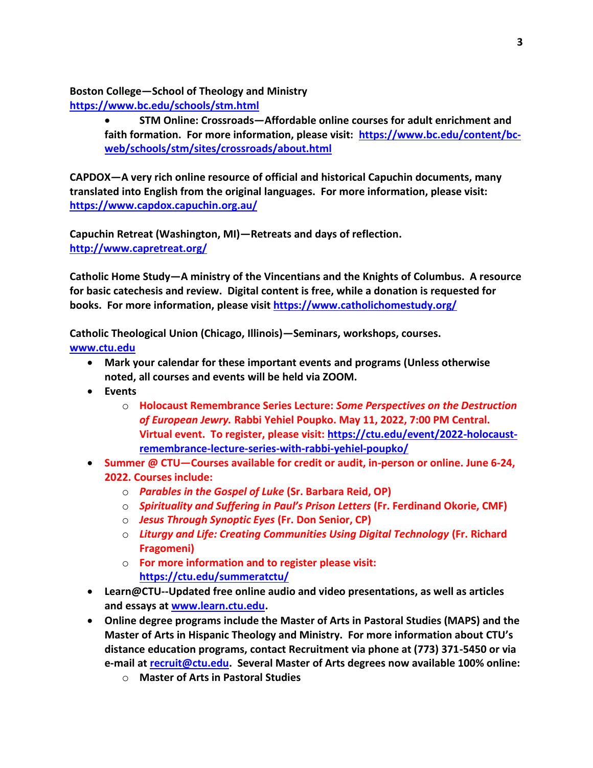**Boston College—School of Theology and Ministry**
**https://www.bc.edu/schools/stm.html**

- **STM Online: Crossroads—Affordable online courses for adult enrichment and faith formation. For more information, please visit: https://www.bc.edu/content/bc-web/schools/stm/sites/crossroads/about.html**

**CAPDOX—A very rich online resource of official and historical Capuchin documents, many translated into English from the original languages. For more information, please visit: https://www.capdox.capuchin.org.au/**

**Capuchin Retreat (Washington, MI)—Retreats and days of reflection.**
**http://www.capretreat.org/**

**Catholic Home Study—A ministry of the Vincentians and the Knights of Columbus. A resource for basic catechesis and review. Digital content is free, while a donation is requested for books. For more information, please visit https://www.catholichomestudy.org/**

**Catholic Theological Union (Chicago, Illinois)—Seminars, workshops, courses.**
**www.ctu.edu**

- **Mark your calendar for these important events and programs (Unless otherwise noted, all courses and events will be held via ZOOM.**
- **Events**
  - **Holocaust Remembrance Series Lecture: *Some Perspectives on the Destruction of European Jewry.* Rabbi Yehiel Poupko. May 11, 2022, 7:00 PM Central. Virtual event. To register, please visit: https://ctu.edu/event/2022-holocaust-remembrance-lecture-series-with-rabbi-yehiel-poupko/**
- **Summer @ CTU—Courses available for credit or audit, in-person or online. June 6-24, 2022. Courses include:**
  - ***Parables in the Gospel of Luke* (Sr. Barbara Reid, OP)**
  - ***Spirituality and Suffering in Paul's Prison Letters* (Fr. Ferdinand Okorie, CMF)**
  - ***Jesus Through Synoptic Eyes* (Fr. Don Senior, CP)**
  - ***Liturgy and Life: Creating Communities Using Digital Technology* (Fr. Richard Fragomeni)**
  - **For more information and to register please visit: https://ctu.edu/summeratctu/**
- **Learn@CTU--Updated free online audio and video presentations, as well as articles and essays at www.learn.ctu.edu.**
- **Online degree programs include the Master of Arts in Pastoral Studies (MAPS) and the Master of Arts in Hispanic Theology and Ministry. For more information about CTU's distance education programs, contact Recruitment via phone at (773) 371-5450 or via e-mail at recruit@ctu.edu. Several Master of Arts degrees now available 100% online:**
  - **Master of Arts in Pastoral Studies**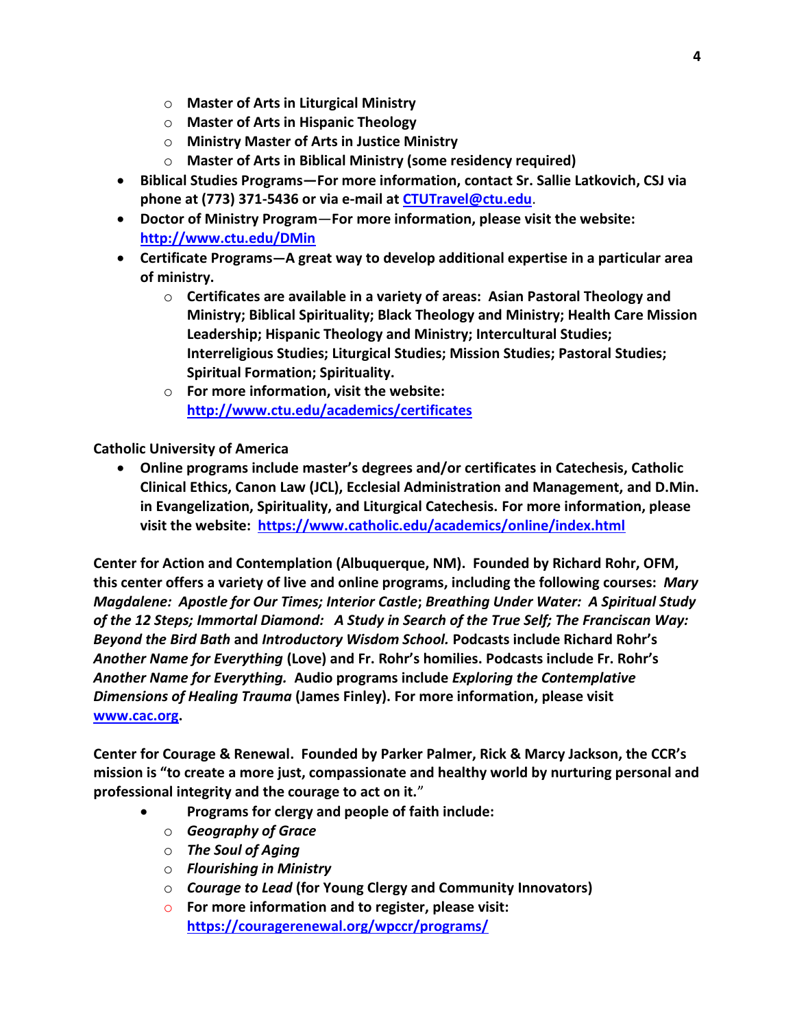- **Master of Arts in Liturgical Ministry**
  - **Master of Arts in Hispanic Theology**
  - **Ministry Master of Arts in Justice Ministry**
  - **Master of Arts in Biblical Ministry (some residency required)**
- **Biblical Studies Programs—For more information, contact Sr. Sallie Latkovich, CSJ via phone at (773) 371-5436 or via e-mail at [CTUTravel@ctu.edu](mailto:CTUTravel@ctu.edu).**
- **Doctor of Ministry Program—For more information, please visit the website: [http://www.ctu.edu/DMin](http://www.ctu.edu/DMin)**
- **Certificate Programs—A great way to develop additional expertise in a particular area of ministry.**
  - **Certificates are available in a variety of areas: Asian Pastoral Theology and Ministry; Biblical Spirituality; Black Theology and Ministry; Health Care Mission Leadership; Hispanic Theology and Ministry; Intercultural Studies; Interreligious Studies; Liturgical Studies; Mission Studies; Pastoral Studies; Spiritual Formation; Spirituality.**
  - **For more information, visit the website: [http://www.ctu.edu/academics/certificates](http://www.ctu.edu/academics/certificates)**

**Catholic University of America**

- **Online programs include master's degrees and/or certificates in Catechesis, Catholic Clinical Ethics, Canon Law (JCL), Ecclesial Administration and Management, and D.Min. in Evangelization, Spirituality, and Liturgical Catechesis. For more information, please visit the website: [https://www.catholic.edu/academics/online/index.html](https://www.catholic.edu/academics/online/index.html)**

**Center for Action and Contemplation (Albuquerque, NM). Founded by Richard Rohr, OFM, this center offers a variety of live and online programs, including the following courses: *Mary Magdalene: Apostle for Our Times; Interior Castle*; *Breathing Under Water: A Spiritual Study of the 12 Steps; Immortal Diamond: A Study in Search of the True Self; The Franciscan Way: Beyond the Bird Bath* and *Introductory Wisdom School.* Podcasts include Richard Rohr's *Another Name for Everything* (Love) and Fr. Rohr's homilies. Podcasts include Fr. Rohr's *Another Name for Everything.* Audio programs include *Exploring the Contemplative Dimensions of Healing Trauma* (James Finley). For more information, please visit [www.cac.org](http://www.cac.org).**

**Center for Courage & Renewal. Founded by Parker Palmer, Rick & Marcy Jackson, the CCR's mission is "to create a more just, compassionate and healthy world by nurturing personal and professional integrity and the courage to act on it."**

- **Programs for clergy and people of faith include:**
  - ***Geography of Grace***
  - ***The Soul of Aging***
  - ***Flourishing in Ministry***
  - ***Courage to Lead* (for Young Clergy and Community Innovators)**
  - **For more information and to register, please visit: [https://couragerenewal.org/wpccr/programs/](https://couragerenewal.org/wpccr/programs/)**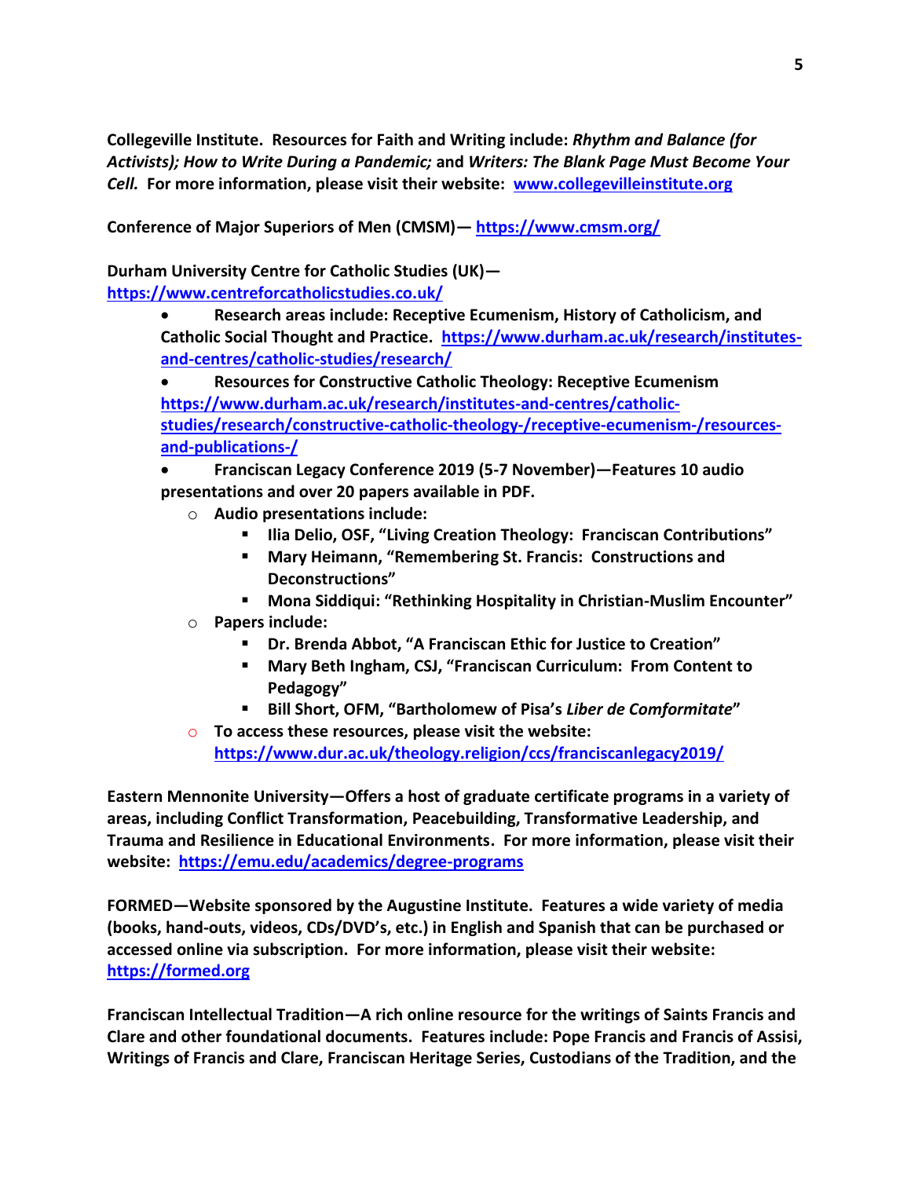**Collegeville Institute. Resources for Faith and Writing include:** ***Rhythm and Balance (for Activists); How to Write During a Pandemic;*** **and** ***Writers: The Blank Page Must Become Your Cell.*** **For more information, please visit their website: [www.collegevilleinstitute.org](www.collegevilleinstitute.org)**

**Conference of Major Superiors of Men (CMSM)— [https://www.cmsm.org/](https://www.cmsm.org/)**

**Durham University Centre for Catholic Studies (UK)— [https://www.centreforcatholicstudies.co.uk/](https://www.centreforcatholicstudies.co.uk/)**

- **Research areas include: Receptive Ecumenism, History of Catholicism, and Catholic Social Thought and Practice. [https://www.durham.ac.uk/research/institutes-and-centres/catholic-studies/research/](https://www.durham.ac.uk/research/institutes-and-centres/catholic-studies/research/)**
- **Resources for Constructive Catholic Theology: Receptive Ecumenism [https://www.durham.ac.uk/research/institutes-and-centres/catholic-studies/research/constructive-catholic-theology-/receptive-ecumenism-/resources-and-publications-/](https://www.durham.ac.uk/research/institutes-and-centres/catholic-studies/research/constructive-catholic-theology-/receptive-ecumenism-/resources-and-publications-/)**
- **Franciscan Legacy Conference 2019 (5-7 November)—Features 10 audio presentations and over 20 papers available in PDF.**
    - **Audio presentations include:**
        - **Ilia Delio, OSF, "Living Creation Theology: Franciscan Contributions"**
        - **Mary Heimann, "Remembering St. Francis: Constructions and Deconstructions"**
        - **Mona Siddiqui: "Rethinking Hospitality in Christian-Muslim Encounter"**
    - **Papers include:**
        - **Dr. Brenda Abbot, "A Franciscan Ethic for Justice to Creation"**
        - **Mary Beth Ingham, CSJ, "Franciscan Curriculum: From Content to Pedagogy"**
        - **Bill Short, OFM, "Bartholomew of Pisa's** ***Liber de Comformitate*****"**
    - **To access these resources, please visit the website: [https://www.dur.ac.uk/theology.religion/ccs/franciscanlegacy2019/](https://www.dur.ac.uk/theology.religion/ccs/franciscanlegacy2019/)**

**Eastern Mennonite University—Offers a host of graduate certificate programs in a variety of areas, including Conflict Transformation, Peacebuilding, Transformative Leadership, and Trauma and Resilience in Educational Environments. For more information, please visit their website: [https://emu.edu/academics/degree-programs](https://emu.edu/academics/degree-programs)**

**FORMED—Website sponsored by the Augustine Institute. Features a wide variety of media (books, hand-outs, videos, CDs/DVD's, etc.) in English and Spanish that can be purchased or accessed online via subscription. For more information, please visit their website: [https://formed.org](https://formed.org)**

**Franciscan Intellectual Tradition—A rich online resource for the writings of Saints Francis and Clare and other foundational documents. Features include: Pope Francis and Francis of Assisi, Writings of Francis and Clare, Franciscan Heritage Series, Custodians of the Tradition, and the**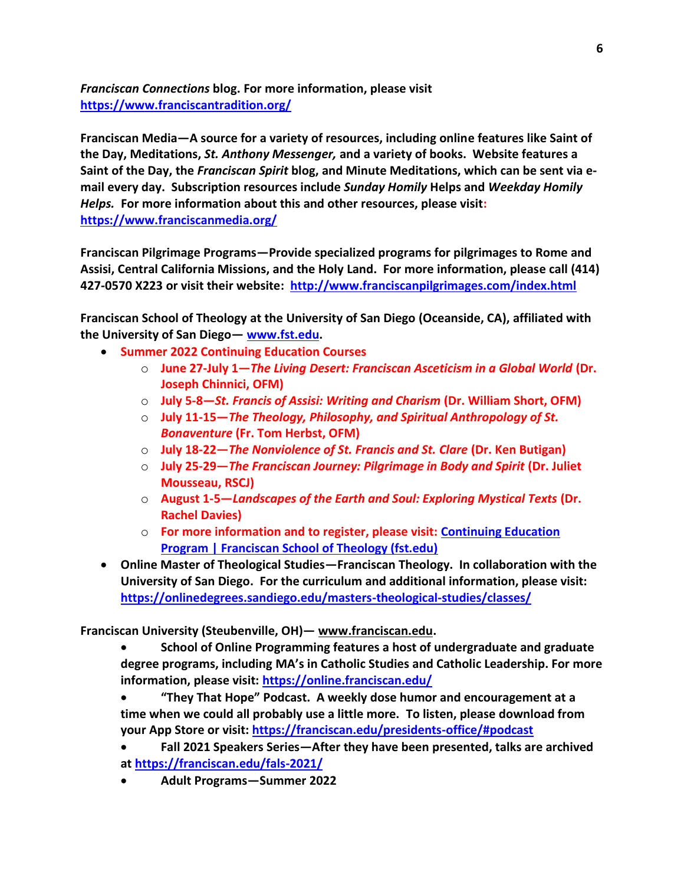***Franciscan Connections*** **blog. For more information, please visit** **https://www.franciscantradition.org/**

**Franciscan Media—A source for a variety of resources, including online features like Saint of the Day, Meditations, *St. Anthony Messenger,* and a variety of books. Website features a Saint of the Day, the *Franciscan Spirit* blog, and Minute Meditations, which can be sent via e-mail every day. Subscription resources include *Sunday Homily* Helps and *Weekday Homily Helps.* For more information about this and other resources, please visit:** **https://www.franciscanmedia.org/**

**Franciscan Pilgrimage Programs—Provide specialized programs for pilgrimages to Rome and Assisi, Central California Missions, and the Holy Land. For more information, please call (414) 427-0570 X223 or visit their website: http://www.franciscanpilgrimages.com/index.html**

**Franciscan School of Theology at the University of San Diego (Oceanside, CA), affiliated with the University of San Diego— www.fst.edu.**

- **Summer 2022 Continuing Education Courses**
  - **June 27-July 1—*The Living Desert: Franciscan Asceticism in a Global World* (Dr. Joseph Chinnici, OFM)**
  - **July 5-8—*St. Francis of Assisi: Writing and Charism* (Dr. William Short, OFM)**
  - **July 11-15—*The Theology, Philosophy, and Spiritual Anthropology of St. Bonaventure* (Fr. Tom Herbst, OFM)**
  - **July 18-22—*The Nonviolence of St. Francis and St. Clare* (Dr. Ken Butigan)**
  - **July 25-29—*The Franciscan Journey: Pilgrimage in Body and Spirit* (Dr. Juliet Mousseau, RSCJ)**
  - **August 1-5—*Landscapes of the Earth and Soul: Exploring Mystical Texts* (Dr. Rachel Davies)**
  - **For more information and to register, please visit: Continuing Education Program | Franciscan School of Theology (fst.edu)**
- **Online Master of Theological Studies—Franciscan Theology. In collaboration with the University of San Diego. For the curriculum and additional information, please visit: https://onlinedegrees.sandiego.edu/masters-theological-studies/classes/**

**Franciscan University (Steubenville, OH)— www.franciscan.edu.**

- **School of Online Programming features a host of undergraduate and graduate degree programs, including MA's in Catholic Studies and Catholic Leadership. For more information, please visit: https://online.franciscan.edu/**
- **"They That Hope" Podcast. A weekly dose humor and encouragement at a time when we could all probably use a little more. To listen, please download from your App Store or visit: https://franciscan.edu/presidents-office/#podcast**
- **Fall 2021 Speakers Series—After they have been presented, talks are archived at https://franciscan.edu/fals-2021/**
- **Adult Programs—Summer 2022**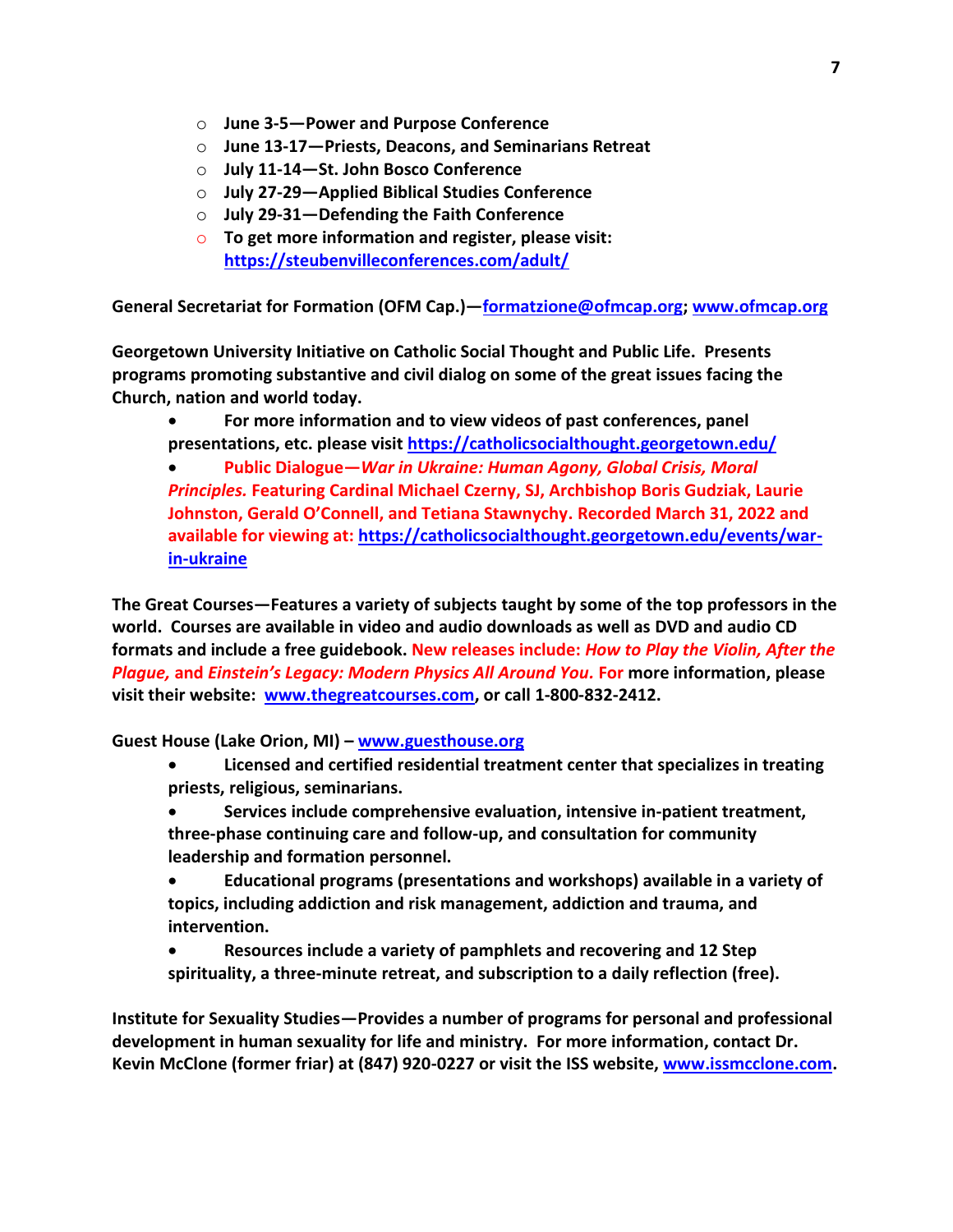- June 3-5—Power and Purpose Conference
- June 13-17—Priests, Deacons, and Seminarians Retreat
- July 11-14—St. John Bosco Conference
- July 27-29—Applied Biblical Studies Conference
- July 29-31—Defending the Faith Conference
- To get more information and register, please visit: https://steubenvilleconferences.com/adult/

**General Secretariat for Formation (OFM Cap.)—formatzione@ofmcap.org; www.ofmcap.org**

**Georgetown University Initiative on Catholic Social Thought and Public Life. Presents programs promoting substantive and civil dialog on some of the great issues facing the Church, nation and world today.**

- **For more information and to view videos of past conferences, panel presentations, etc. please visit https://catholicsocialthought.georgetown.edu/**
- **Public Dialogue—*War in Ukraine: Human Agony, Global Crisis, Moral Principles.* Featuring Cardinal Michael Czerny, SJ, Archbishop Boris Gudziak, Laurie Johnston, Gerald O'Connell, and Tetiana Stawnychy. Recorded March 31, 2022 and available for viewing at: https://catholicsocialthought.georgetown.edu/events/war-in-ukraine**

**The Great Courses—Features a variety of subjects taught by some of the top professors in the world. Courses are available in video and audio downloads as well as DVD and audio CD formats and include a free guidebook. New releases include: *How to Play the Violin, After the Plague,* and *Einstein's Legacy: Modern Physics All Around You.* For more information, please visit their website: www.thegreatcourses.com, or call 1-800-832-2412.**

**Guest House (Lake Orion, MI) – www.guesthouse.org**

- **Licensed and certified residential treatment center that specializes in treating priests, religious, seminarians.**
- **Services include comprehensive evaluation, intensive in-patient treatment, three-phase continuing care and follow-up, and consultation for community leadership and formation personnel.**
- **Educational programs (presentations and workshops) available in a variety of topics, including addiction and risk management, addiction and trauma, and intervention.**
- **Resources include a variety of pamphlets and recovering and 12 Step spirituality, a three-minute retreat, and subscription to a daily reflection (free).**

**Institute for Sexuality Studies—Provides a number of programs for personal and professional development in human sexuality for life and ministry. For more information, contact Dr. Kevin McClone (former friar) at (847) 920-0227 or visit the ISS website, www.issmcclone.com.**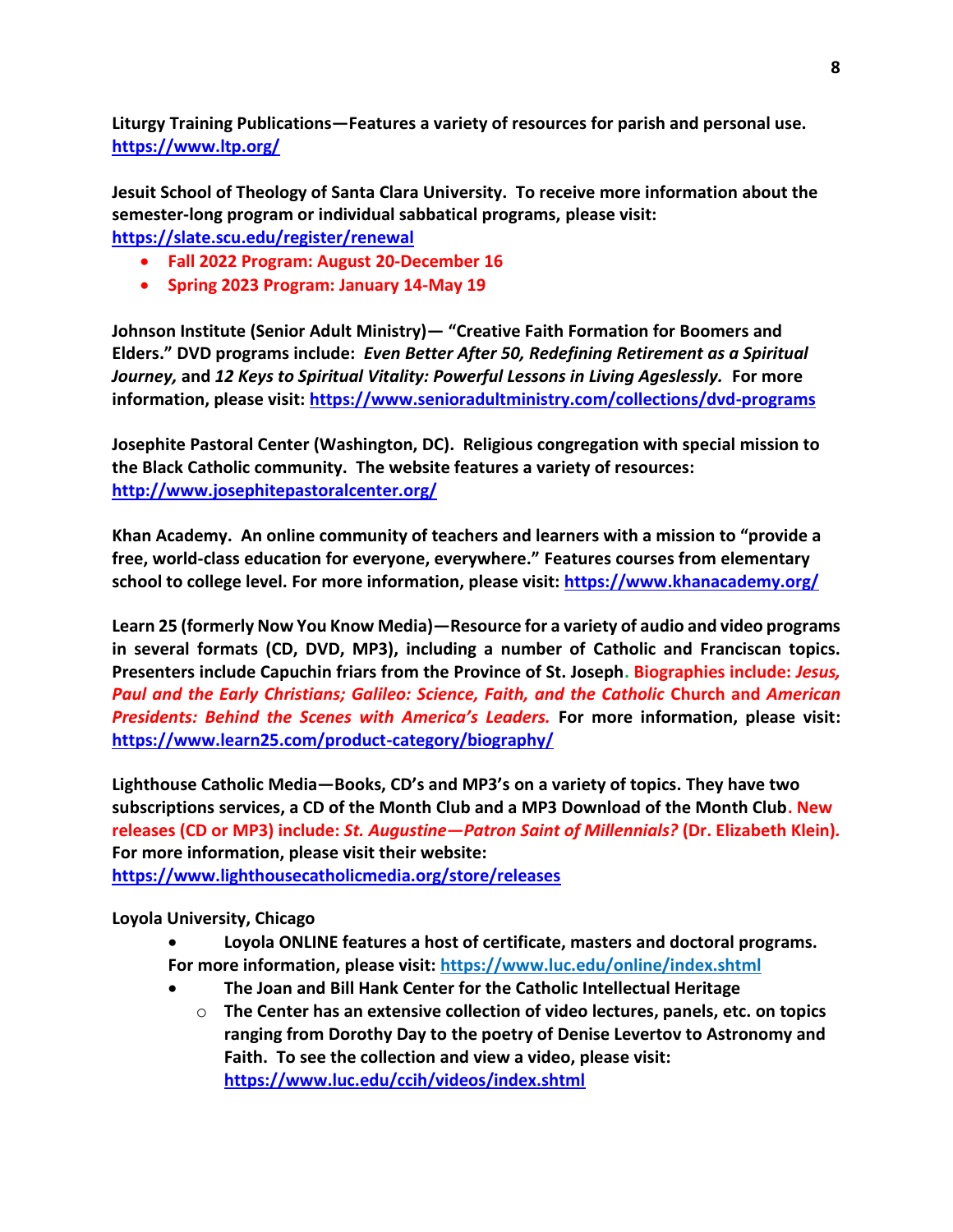**Liturgy Training Publications—Features a variety of resources for parish and personal use. https://www.ltp.org/**

**Jesuit School of Theology of Santa Clara University. To receive more information about the semester-long program or individual sabbatical programs, please visit: https://slate.scu.edu/register/renewal**

- **Fall 2022 Program: August 20-December 16**
- **Spring 2023 Program: January 14-May 19**

**Johnson Institute (Senior Adult Ministry)— "Creative Faith Formation for Boomers and Elders." DVD programs include: *Even Better After 50, Redefining Retirement as a Spiritual Journey,* and *12 Keys to Spiritual Vitality: Powerful Lessons in Living Agelessly.* For more information, please visit: https://www.senioradultministry.com/collections/dvd-programs**

**Josephite Pastoral Center (Washington, DC). Religious congregation with special mission to the Black Catholic community. The website features a variety of resources: http://www.josephitepastoralcenter.org/**

**Khan Academy. An online community of teachers and learners with a mission to "provide a free, world-class education for everyone, everywhere." Features courses from elementary school to college level. For more information, please visit: https://www.khanacademy.org/**

**Learn 25 (formerly Now You Know Media)—Resource for a variety of audio and video programs in several formats (CD, DVD, MP3), including a number of Catholic and Franciscan topics. Presenters include Capuchin friars from the Province of St. Joseph. Biographies include: *Jesus, Paul and the Early Christians; Galileo: Science, Faith, and the Catholic* Church and *American Presidents: Behind the Scenes with America's Leaders.* For more information, please visit: https://www.learn25.com/product-category/biography/**

**Lighthouse Catholic Media—Books, CD's and MP3's on a variety of topics. They have two subscriptions services, a CD of the Month Club and a MP3 Download of the Month Club. New releases (CD or MP3) include: *St. Augustine—Patron Saint of Millennials?* (Dr. Elizabeth Klein). For more information, please visit their website: https://www.lighthousecatholicmedia.org/store/releases**

**Loyola University, Chicago**

- **Loyola ONLINE features a host of certificate, masters and doctoral programs. For more information, please visit: https://www.luc.edu/online/index.shtml**
- **The Joan and Bill Hank Center for the Catholic Intellectual Heritage**
  - **The Center has an extensive collection of video lectures, panels, etc. on topics ranging from Dorothy Day to the poetry of Denise Levertov to Astronomy and Faith. To see the collection and view a video, please visit: https://www.luc.edu/ccih/videos/index.shtml**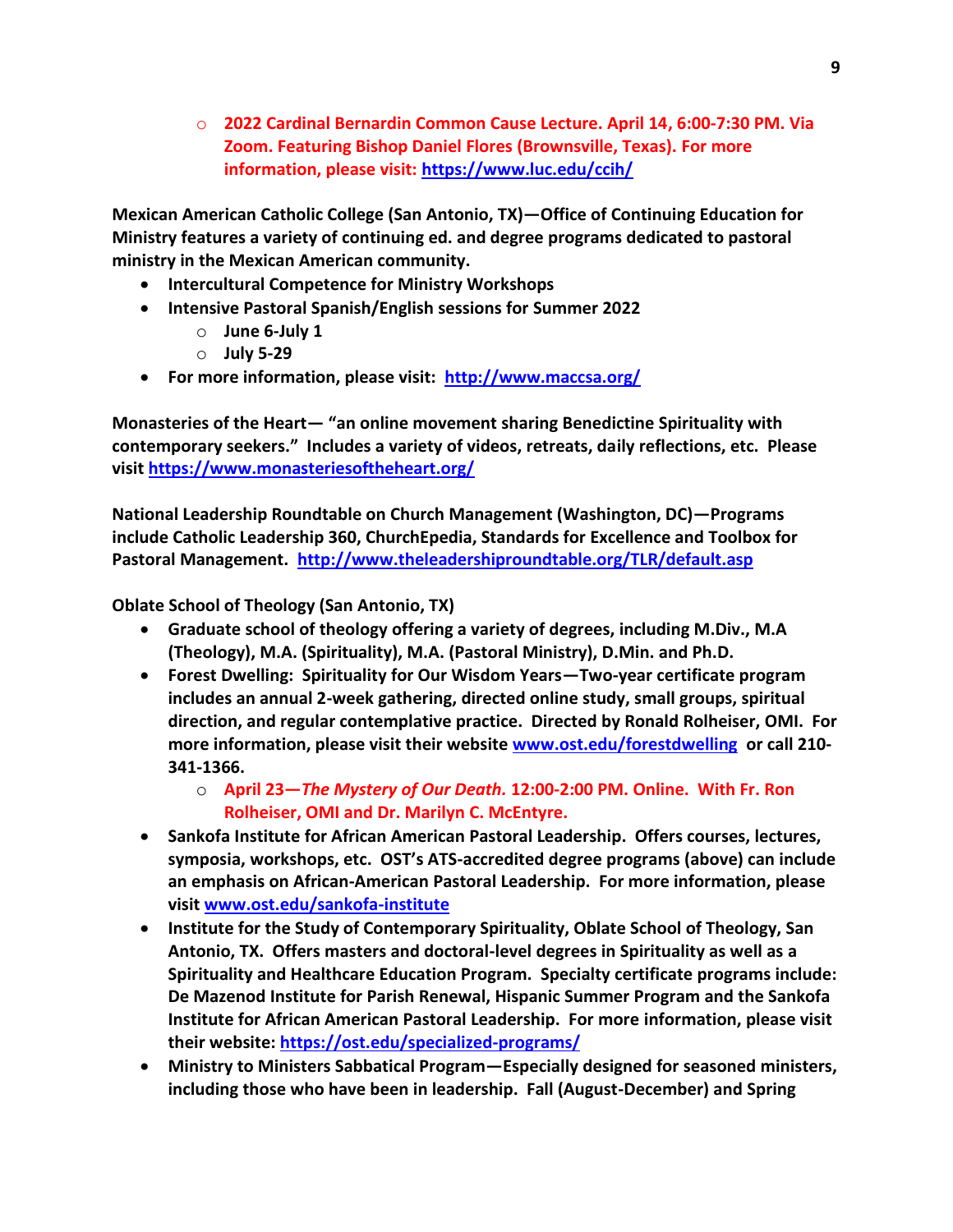- **2022 Cardinal Bernardin Common Cause Lecture. April 14, 6:00-7:30 PM. Via Zoom. Featuring Bishop Daniel Flores (Brownsville, Texas). For more information, please visit: https://www.luc.edu/ccih/**

**Mexican American Catholic College (San Antonio, TX)—Office of Continuing Education for Ministry features a variety of continuing ed. and degree programs dedicated to pastoral ministry in the Mexican American community.**

- **Intercultural Competence for Ministry Workshops**
- **Intensive Pastoral Spanish/English sessions for Summer 2022**
  - **June 6-July 1**
  - **July 5-29**
- **For more information, please visit: http://www.maccsa.org/**

**Monasteries of the Heart— "an online movement sharing Benedictine Spirituality with contemporary seekers." Includes a variety of videos, retreats, daily reflections, etc. Please visit https://www.monasteriesoftheheart.org/**

**National Leadership Roundtable on Church Management (Washington, DC)—Programs include Catholic Leadership 360, ChurchEpedia, Standards for Excellence and Toolbox for Pastoral Management. http://www.theleadershiproundtable.org/TLR/default.asp**

**Oblate School of Theology (San Antonio, TX)**

- **Graduate school of theology offering a variety of degrees, including M.Div., M.A (Theology), M.A. (Spirituality), M.A. (Pastoral Ministry), D.Min. and Ph.D.**
- **Forest Dwelling: Spirituality for Our Wisdom Years—Two-year certificate program includes an annual 2-week gathering, directed online study, small groups, spiritual direction, and regular contemplative practice. Directed by Ronald Rolheiser, OMI. For more information, please visit their website www.ost.edu/forestdwelling or call 210-341-1366.**
  - **April 23—*The Mystery of Our Death.* 12:00-2:00 PM. Online. With Fr. Ron Rolheiser, OMI and Dr. Marilyn C. McEntyre.**
- **Sankofa Institute for African American Pastoral Leadership. Offers courses, lectures, symposia, workshops, etc. OST's ATS-accredited degree programs (above) can include an emphasis on African-American Pastoral Leadership. For more information, please visit www.ost.edu/sankofa-institute**
- **Institute for the Study of Contemporary Spirituality, Oblate School of Theology, San Antonio, TX. Offers masters and doctoral-level degrees in Spirituality as well as a Spirituality and Healthcare Education Program. Specialty certificate programs include: De Mazenod Institute for Parish Renewal, Hispanic Summer Program and the Sankofa Institute for African American Pastoral Leadership. For more information, please visit their website: https://ost.edu/specialized-programs/**
- **Ministry to Ministers Sabbatical Program—Especially designed for seasoned ministers, including those who have been in leadership. Fall (August-December) and Spring**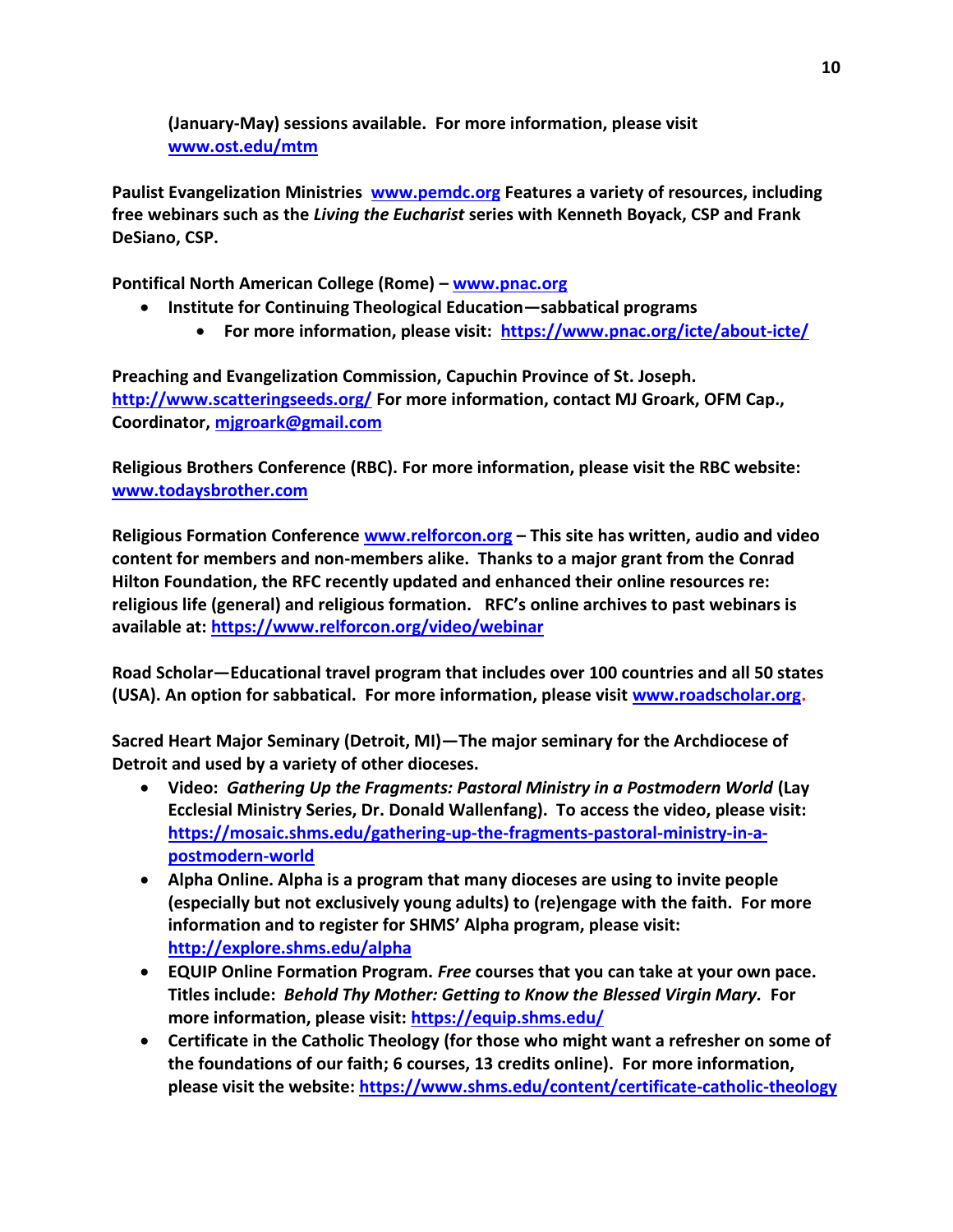**(January-May) sessions available. For more information, please visit [www.ost.edu/mtm](www.ost.edu/mtm)**

**Paulist Evangelization Ministries [www.pemdc.org](www.pemdc.org) Features a variety of resources, including free webinars such as the *Living the Eucharist* series with Kenneth Boyack, CSP and Frank DeSiano, CSP.**

**Pontifical North American College (Rome) – [www.pnac.org](www.pnac.org)**

- **Institute for Continuing Theological Education—sabbatical programs**
    - **For more information, please visit: [https://www.pnac.org/icte/about-icte/](https://www.pnac.org/icte/about-icte/)**

**Preaching and Evangelization Commission, Capuchin Province of St. Joseph. [http://www.scatteringseeds.org/](http://www.scatteringseeds.org/) For more information, contact MJ Groark, OFM Cap., Coordinator, [mjgroark@gmail.com](mailto:mjgroark@gmail.com)**

**Religious Brothers Conference (RBC). For more information, please visit the RBC website: [www.todaysbrother.com](www.todaysbrother.com)**

**Religious Formation Conference [www.relforcon.org](www.relforcon.org) – This site has written, audio and video content for members and non-members alike. Thanks to a major grant from the Conrad Hilton Foundation, the RFC recently updated and enhanced their online resources re: religious life (general) and religious formation. RFC's online archives to past webinars is available at: [https://www.relforcon.org/video/webinar](https://www.relforcon.org/video/webinar)**

**Road Scholar—Educational travel program that includes over 100 countries and all 50 states (USA). An option for sabbatical. For more information, please visit [www.roadscholar.org](www.roadscholar.org).**

**Sacred Heart Major Seminary (Detroit, MI)—The major seminary for the Archdiocese of Detroit and used by a variety of other dioceses.**

- **Video: *Gathering Up the Fragments: Pastoral Ministry in a Postmodern World* (Lay Ecclesial Ministry Series, Dr. Donald Wallenfang). To access the video, please visit: [https://mosaic.shms.edu/gathering-up-the-fragments-pastoral-ministry-in-a-postmodern-world](https://mosaic.shms.edu/gathering-up-the-fragments-pastoral-ministry-in-a-postmodern-world)**
- **Alpha Online. Alpha is a program that many dioceses are using to invite people (especially but not exclusively young adults) to (re)engage with the faith. For more information and to register for SHMS' Alpha program, please visit: [http://explore.shms.edu/alpha](http://explore.shms.edu/alpha)**
- **EQUIP Online Formation Program. *Free* courses that you can take at your own pace. Titles include: *Behold Thy Mother: Getting to Know the Blessed Virgin Mary.* For more information, please visit: [https://equip.shms.edu/](https://equip.shms.edu/)**
- **Certificate in the Catholic Theology (for those who might want a refresher on some of the foundations of our faith; 6 courses, 13 credits online). For more information, please visit the website: [https://www.shms.edu/content/certificate-catholic-theology](https://www.shms.edu/content/certificate-catholic-theology)**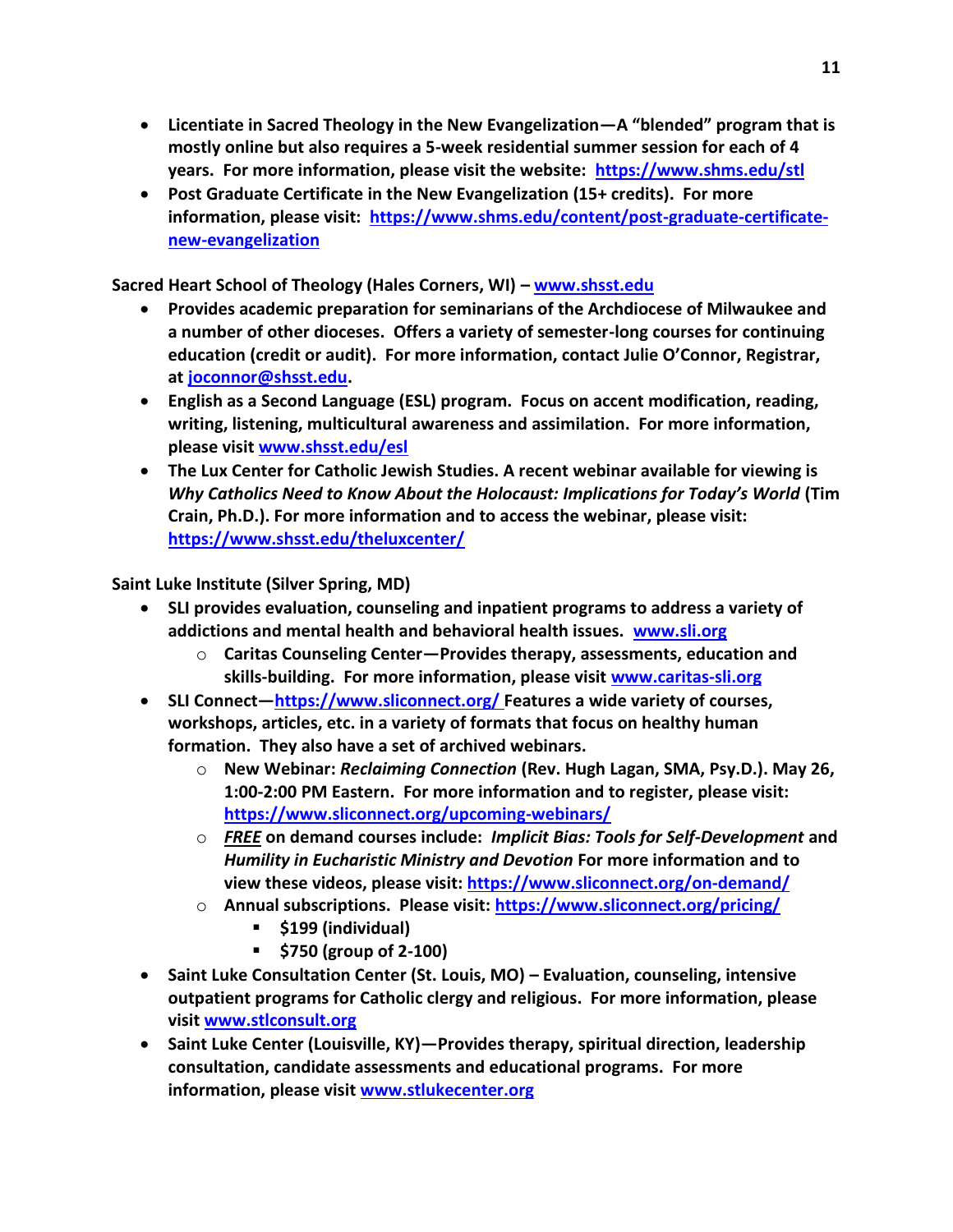- **Licentiate in Sacred Theology in the New Evangelization—A "blended" program that is mostly online but also requires a 5-week residential summer session for each of 4 years. For more information, please visit the website: [https://www.shms.edu/stl](https://www.shms.edu/stl)**
- **Post Graduate Certificate in the New Evangelization (15+ credits). For more information, please visit: [https://www.shms.edu/content/post-graduate-certificate-new-evangelization](https://www.shms.edu/content/post-graduate-certificate-new-evangelization)**

**Sacred Heart School of Theology (Hales Corners, WI) – [www.shsst.edu](http://www.shsst.edu)**

- **Provides academic preparation for seminarians of the Archdiocese of Milwaukee and a number of other dioceses. Offers a variety of semester-long courses for continuing education (credit or audit). For more information, contact Julie O'Connor, Registrar, at [joconnor@shsst.edu](mailto:joconnor@shsst.edu).**
- **English as a Second Language (ESL) program. Focus on accent modification, reading, writing, listening, multicultural awareness and assimilation. For more information, please visit [www.shsst.edu/esl](http://www.shsst.edu/esl)**
- **The Lux Center for Catholic Jewish Studies. A recent webinar available for viewing is *Why Catholics Need to Know About the Holocaust: Implications for Today's World* (Tim Crain, Ph.D.). For more information and to access the webinar, please visit: [https://www.shsst.edu/theluxcenter/](https://www.shsst.edu/theluxcenter/)**

**Saint Luke Institute (Silver Spring, MD)**

- **SLI provides evaluation, counseling and inpatient programs to address a variety of addictions and mental health and behavioral health issues. [www.sli.org](http://www.sli.org)**
  - **Caritas Counseling Center—Provides therapy, assessments, education and skills-building. For more information, please visit [www.caritas-sli.org](http://www.caritas-sli.org)**
- **SLI Connect—[https://www.sliconnect.org/](https://www.sliconnect.org/) Features a wide variety of courses, workshops, articles, etc. in a variety of formats that focus on healthy human formation. They also have a set of archived webinars.**
  - **New Webinar: *Reclaiming Connection* (Rev. Hugh Lagan, SMA, Psy.D.). May 26, 1:00-2:00 PM Eastern. For more information and to register, please visit: [https://www.sliconnect.org/upcoming-webinars/](https://www.sliconnect.org/upcoming-webinars/)**
  - ***FREE* on demand courses include: *Implicit Bias: Tools for Self-Development* and *Humility in Eucharistic Ministry and Devotion* For more information and to view these videos, please visit: [https://www.sliconnect.org/on-demand/](https://www.sliconnect.org/on-demand/)**
  - **Annual subscriptions. Please visit: [https://www.sliconnect.org/pricing/](https://www.sliconnect.org/pricing/)**
    - **$199 (individual)**
    - **$750 (group of 2-100)**
- **Saint Luke Consultation Center (St. Louis, MO) – Evaluation, counseling, intensive outpatient programs for Catholic clergy and religious. For more information, please visit [www.stlconsult.org](http://www.stlconsult.org)**
- **Saint Luke Center (Louisville, KY)—Provides therapy, spiritual direction, leadership consultation, candidate assessments and educational programs. For more information, please visit [www.stlukecenter.org](http://www.stlukecenter.org)**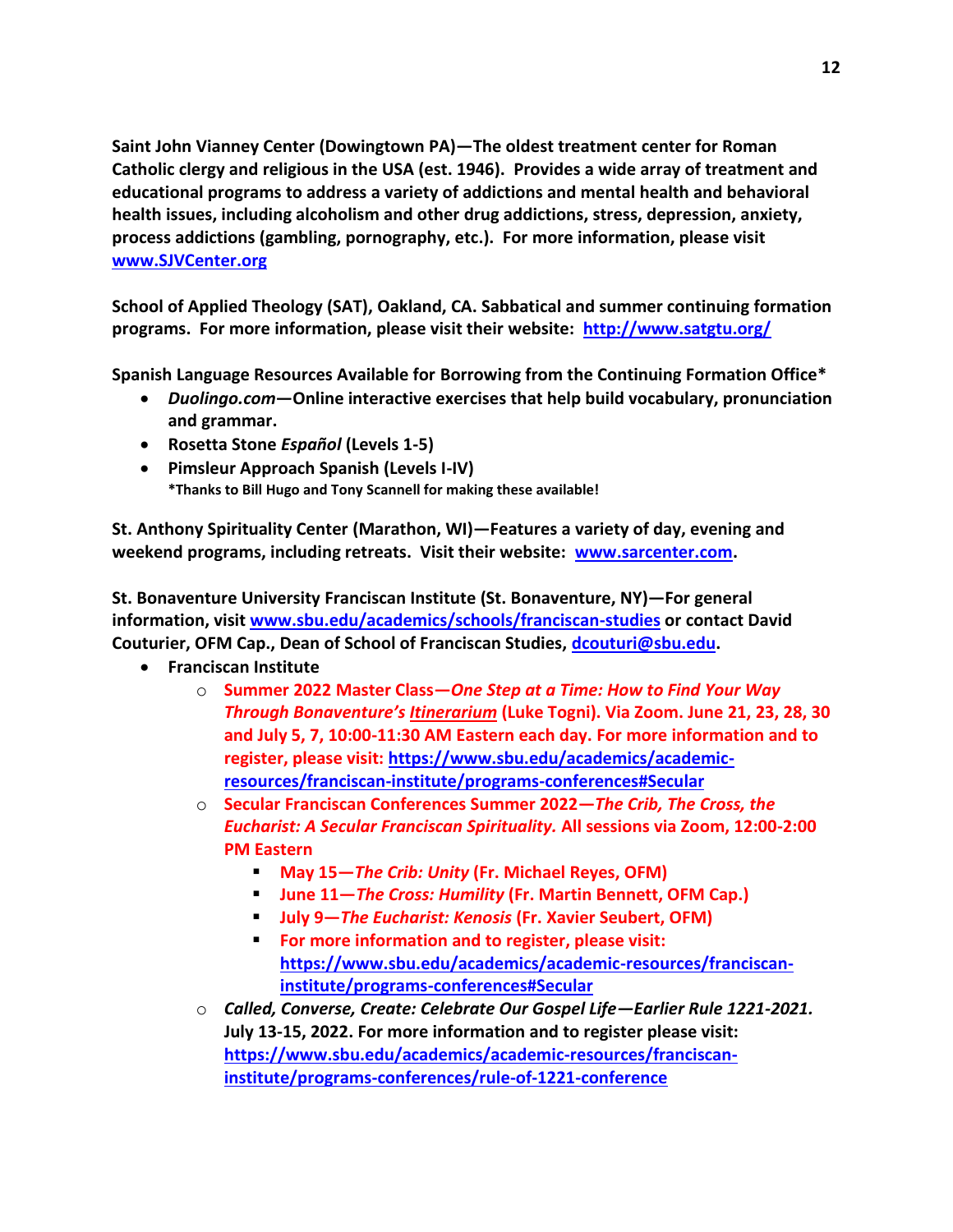**Saint John Vianney Center (Dowingtown PA)—The oldest treatment center for Roman Catholic clergy and religious in the USA (est. 1946). Provides a wide array of treatment and educational programs to address a variety of addictions and mental health and behavioral health issues, including alcoholism and other drug addictions, stress, depression, anxiety, process addictions (gambling, pornography, etc.). For more information, please visit [www.SJVCenter.org](www.SJVCenter.org)**

**School of Applied Theology (SAT), Oakland, CA. Sabbatical and summer continuing formation programs. For more information, please visit their website: [http://www.satgtu.org/](http://www.satgtu.org/)**

**Spanish Language Resources Available for Borrowing from the Continuing Formation Office***

- ***Duolingo.com*—Online interactive exercises that help build vocabulary, pronunciation and grammar.**
- **Rosetta Stone *Español* (Levels 1-5)**
- **Pimsleur Approach Spanish (Levels I-IV)**
  **\*Thanks to Bill Hugo and Tony Scannell for making these available!**

**St. Anthony Spirituality Center (Marathon, WI)—Features a variety of day, evening and weekend programs, including retreats. Visit their website: [www.sarcenter.com](www.sarcenter.com).**

**St. Bonaventure University Franciscan Institute (St. Bonaventure, NY)—For general information, visit [www.sbu.edu/academics/schools/franciscan-studies](www.sbu.edu/academics/schools/franciscan-studies) or contact David Couturier, OFM Cap., Dean of School of Franciscan Studies, [dcouturi@sbu.edu](mailto:dcouturi@sbu.edu).**

- **Franciscan Institute**
  - **Summer 2022 Master Class—*One Step at a Time: How to Find Your Way Through Bonaventure's Itinerarium* (Luke Togni). Via Zoom. June 21, 23, 28, 30 and July 5, 7, 10:00-11:30 AM Eastern each day. For more information and to register, please visit: [https://www.sbu.edu/academics/academic-resources/franciscan-institute/programs-conferences#Secular](https://www.sbu.edu/academics/academic-resources/franciscan-institute/programs-conferences#Secular)**
  - **Secular Franciscan Conferences Summer 2022—*The Crib, The Cross, the Eucharist: A Secular Franciscan Spirituality.* All sessions via Zoom, 12:00-2:00 PM Eastern**
    - **May 15—*The Crib: Unity* (Fr. Michael Reyes, OFM)**
    - **June 11—*The Cross: Humility* (Fr. Martin Bennett, OFM Cap.)**
    - **July 9—*The Eucharist: Kenosis* (Fr. Xavier Seubert, OFM)**
    - **For more information and to register, please visit: [https://www.sbu.edu/academics/academic-resources/franciscan-institute/programs-conferences#Secular](https://www.sbu.edu/academics/academic-resources/franciscan-institute/programs-conferences#Secular)**
  - ***Called, Converse, Create: Celebrate Our Gospel Life—Earlier Rule 1221-2021.* July 13-15, 2022. For more information and to register please visit: [https://www.sbu.edu/academics/academic-resources/franciscan-institute/programs-conferences/rule-of-1221-conference](https://www.sbu.edu/academics/academic-resources/franciscan-institute/programs-conferences/rule-of-1221-conference)**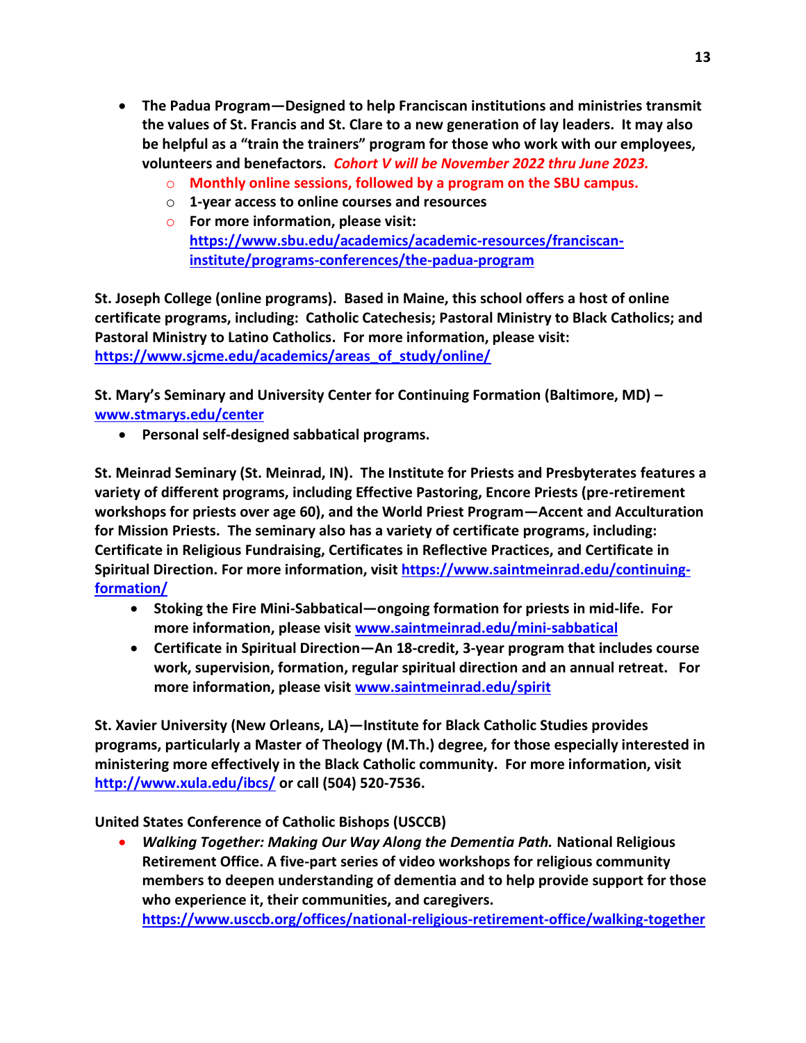- **The Padua Program—Designed to help Franciscan institutions and ministries transmit the values of St. Francis and St. Clare to a new generation of lay leaders. It may also be helpful as a "train the trainers" program for those who work with our employees, volunteers and benefactors.** ***Cohort V will be November 2022 thru June 2023.***
    - **Monthly online sessions, followed by a program on the SBU campus.**
    - **1-year access to online courses and resources**
    - **For more information, please visit: [https://www.sbu.edu/academics/academic-resources/franciscan-institute/programs-conferences/the-padua-program](https://www.sbu.edu/academics/academic-resources/franciscan-institute/programs-conferences/the-padua-program)**

**St. Joseph College (online programs). Based in Maine, this school offers a host of online certificate programs, including: Catholic Catechesis; Pastoral Ministry to Black Catholics; and Pastoral Ministry to Latino Catholics. For more information, please visit: [https://www.sjcme.edu/academics/areas_of_study/online/](https://www.sjcme.edu/academics/areas_of_study/online/)**

**St. Mary's Seminary and University Center for Continuing Formation (Baltimore, MD) – [www.stmarys.edu/center](http://www.stmarys.edu/center)**

- **Personal self-designed sabbatical programs.**

**St. Meinrad Seminary (St. Meinrad, IN). The Institute for Priests and Presbyterates features a variety of different programs, including Effective Pastoring, Encore Priests (pre-retirement workshops for priests over age 60), and the World Priest Program—Accent and Acculturation for Mission Priests. The seminary also has a variety of certificate programs, including: Certificate in Religious Fundraising, Certificates in Reflective Practices, and Certificate in Spiritual Direction. For more information, visit [https://www.saintmeinrad.edu/continuing-formation/](https://www.saintmeinrad.edu/continuing-formation/)**

- **Stoking the Fire Mini-Sabbatical—ongoing formation for priests in mid-life. For more information, please visit [www.saintmeinrad.edu/mini-sabbatical](http://www.saintmeinrad.edu/mini-sabbatical)**
- **Certificate in Spiritual Direction—An 18-credit, 3-year program that includes course work, supervision, formation, regular spiritual direction and an annual retreat. For more information, please visit [www.saintmeinrad.edu/spirit](http://www.saintmeinrad.edu/spirit)**

**St. Xavier University (New Orleans, LA)—Institute for Black Catholic Studies provides programs, particularly a Master of Theology (M.Th.) degree, for those especially interested in ministering more effectively in the Black Catholic community. For more information, visit [http://www.xula.edu/ibcs/](http://www.xula.edu/ibcs/) or call (504) 520-7536.**

**United States Conference of Catholic Bishops (USCCB)**

- ***Walking Together: Making Our Way Along the Dementia Path.*** **National Religious Retirement Office. A five-part series of video workshops for religious community members to deepen understanding of dementia and to help provide support for those who experience it, their communities, and caregivers. [https://www.usccb.org/offices/national-religious-retirement-office/walking-together](https://www.usccb.org/offices/national-religious-retirement-office/walking-together)**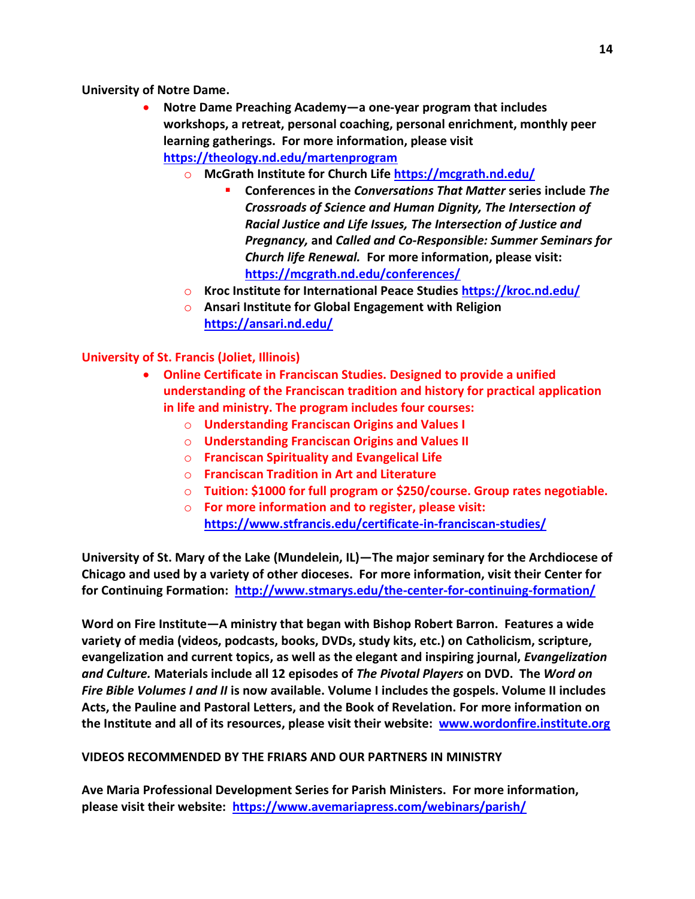**University of Notre Dame.**

- **Notre Dame Preaching Academy—a one-year program that includes workshops, a retreat, personal coaching, personal enrichment, monthly peer learning gatherings. For more information, please visit https://theology.nd.edu/martenprogram**
    - **McGrath Institute for Church Life https://mcgrath.nd.edu/**
        - **Conferences in the *Conversations That Matter* series include *The Crossroads of Science and Human Dignity, The Intersection of Racial Justice and Life Issues, The Intersection of Justice and Pregnancy,* and *Called and Co-Responsible: Summer Seminars for Church life Renewal.* For more information, please visit: https://mcgrath.nd.edu/conferences/**
    - **Kroc Institute for International Peace Studies https://kroc.nd.edu/**
    - **Ansari Institute for Global Engagement with Religion https://ansari.nd.edu/**

**University of St. Francis (Joliet, Illinois)**

- **Online Certificate in Franciscan Studies. Designed to provide a unified understanding of the Franciscan tradition and history for practical application in life and ministry. The program includes four courses:**
    - **Understanding Franciscan Origins and Values I**
    - **Understanding Franciscan Origins and Values II**
    - **Franciscan Spirituality and Evangelical Life**
    - **Franciscan Tradition in Art and Literature**
    - **Tuition: $1000 for full program or $250/course. Group rates negotiable.**
    - **For more information and to register, please visit: https://www.stfrancis.edu/certificate-in-franciscan-studies/**

**University of St. Mary of the Lake (Mundelein, IL)—The major seminary for the Archdiocese of Chicago and used by a variety of other dioceses. For more information, visit their Center for for Continuing Formation: http://www.stmarys.edu/the-center-for-continuing-formation/**

**Word on Fire Institute—A ministry that began with Bishop Robert Barron. Features a wide variety of media (videos, podcasts, books, DVDs, study kits, etc.) on Catholicism, scripture, evangelization and current topics, as well as the elegant and inspiring journal, *Evangelization and Culture.* Materials include all 12 episodes of *The Pivotal Players* on DVD. The *Word on Fire Bible Volumes I and II* is now available. Volume I includes the gospels. Volume II includes Acts, the Pauline and Pastoral Letters, and the Book of Revelation. For more information on the Institute and all of its resources, please visit their website: www.wordonfire.institute.org**

**VIDEOS RECOMMENDED BY THE FRIARS AND OUR PARTNERS IN MINISTRY**

**Ave Maria Professional Development Series for Parish Ministers. For more information, please visit their website: https://www.avemariapress.com/webinars/parish/**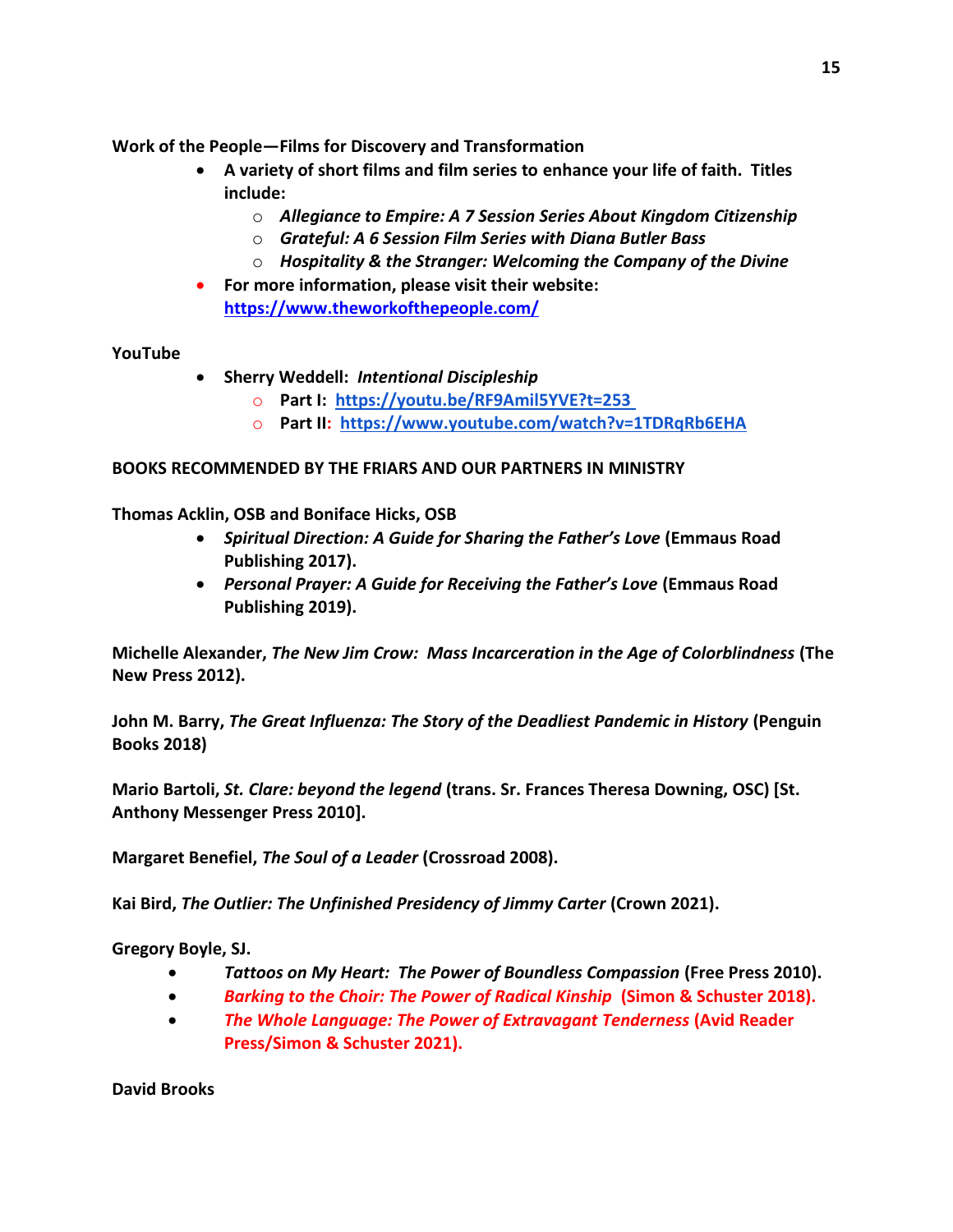**Work of the People—Films for Discovery and Transformation**

- **A variety of short films and film series to enhance your life of faith. Titles include:**
  - ***Allegiance to Empire: A 7 Session Series About Kingdom Citizenship***
  - ***Grateful: A 6 Session Film Series with Diana Butler Bass***
  - ***Hospitality & the Stranger: Welcoming the Company of the Divine***
- **For more information, please visit their website: [https://www.theworkofthepeople.com/](https://www.theworkofthepeople.com/)**

**YouTube**

- **Sherry Weddell: *Intentional Discipleship***
  - **Part I: [https://youtu.be/RF9Amil5YVE?t=253](https://youtu.be/RF9Amil5YVE?t=253)**
  - **Part II: [https://www.youtube.com/watch?v=1TDRqRb6EHA](https://www.youtube.com/watch?v=1TDRqRb6EHA)**

**BOOKS RECOMMENDED BY THE FRIARS AND OUR PARTNERS IN MINISTRY**

**Thomas Acklin, OSB and Boniface Hicks, OSB**

- ***Spiritual Direction: A Guide for Sharing the Father's Love* (Emmaus Road Publishing 2017).**
- ***Personal Prayer: A Guide for Receiving the Father's Love* (Emmaus Road Publishing 2019).**

**Michelle Alexander, *The New Jim Crow: Mass Incarceration in the Age of Colorblindness* (The New Press 2012).**

**John M. Barry, *The Great Influenza: The Story of the Deadliest Pandemic in History* (Penguin Books 2018)**

**Mario Bartoli, *St. Clare: beyond the legend* (trans. Sr. Frances Theresa Downing, OSC) [St. Anthony Messenger Press 2010].**

**Margaret Benefiel, *The Soul of a Leader* (Crossroad 2008).**

**Kai Bird, *The Outlier: The Unfinished Presidency of Jimmy Carter* (Crown 2021).**

**Gregory Boyle, SJ.**

- ***Tattoos on My Heart: The Power of Boundless Compassion* (Free Press 2010).**
- ***Barking to the Choir: The Power of Radical Kinship* (Simon & Schuster 2018).**
- ***The Whole Language: The Power of Extravagant Tenderness* (Avid Reader Press/Simon & Schuster 2021).**

**David Brooks**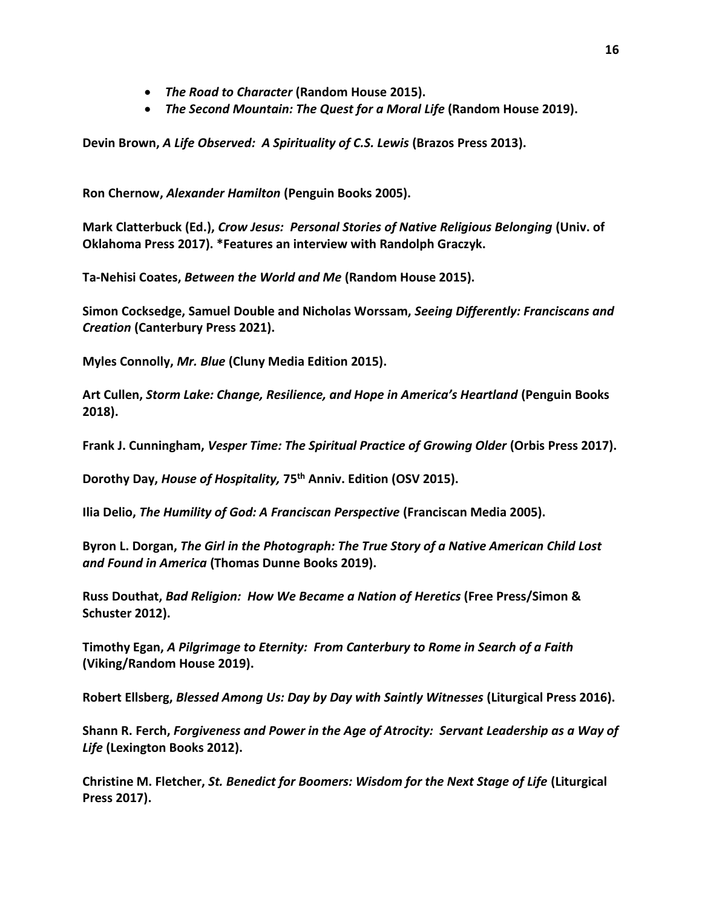- ***The Road to Character* (Random House 2015).**
- ***The Second Mountain: The Quest for a Moral Life* (Random House 2019).**

**Devin Brown, *A Life Observed: A Spirituality of C.S. Lewis* (Brazos Press 2013).**

**Ron Chernow, *Alexander Hamilton* (Penguin Books 2005).**

**Mark Clatterbuck (Ed.), *Crow Jesus: Personal Stories of Native Religious Belonging* (Univ. of Oklahoma Press 2017). *Features an interview with Randolph Graczyk.**

**Ta-Nehisi Coates, *Between the World and Me* (Random House 2015).**

**Simon Cocksedge, Samuel Double and Nicholas Worssam, *Seeing Differently: Franciscans and Creation* (Canterbury Press 2021).**

**Myles Connolly, *Mr. Blue* (Cluny Media Edition 2015).**

**Art Cullen, *Storm Lake: Change, Resilience, and Hope in America's Heartland* (Penguin Books 2018).**

**Frank J. Cunningham, *Vesper Time: The Spiritual Practice of Growing Older* (Orbis Press 2017).**

**Dorothy Day, *House of Hospitality,* 75th Anniv. Edition (OSV 2015).**

**Ilia Delio, *The Humility of God: A Franciscan Perspective* (Franciscan Media 2005).**

**Byron L. Dorgan, *The Girl in the Photograph: The True Story of a Native American Child Lost and Found in America* (Thomas Dunne Books 2019).**

**Russ Douthat, *Bad Religion: How We Became a Nation of Heretics* (Free Press/Simon & Schuster 2012).**

**Timothy Egan, *A Pilgrimage to Eternity: From Canterbury to Rome in Search of a Faith* (Viking/Random House 2019).**

**Robert Ellsberg, *Blessed Among Us: Day by Day with Saintly Witnesses* (Liturgical Press 2016).**

**Shann R. Ferch, *Forgiveness and Power in the Age of Atrocity: Servant Leadership as a Way of Life* (Lexington Books 2012).**

**Christine M. Fletcher, *St. Benedict for Boomers: Wisdom for the Next Stage of Life* (Liturgical Press 2017).**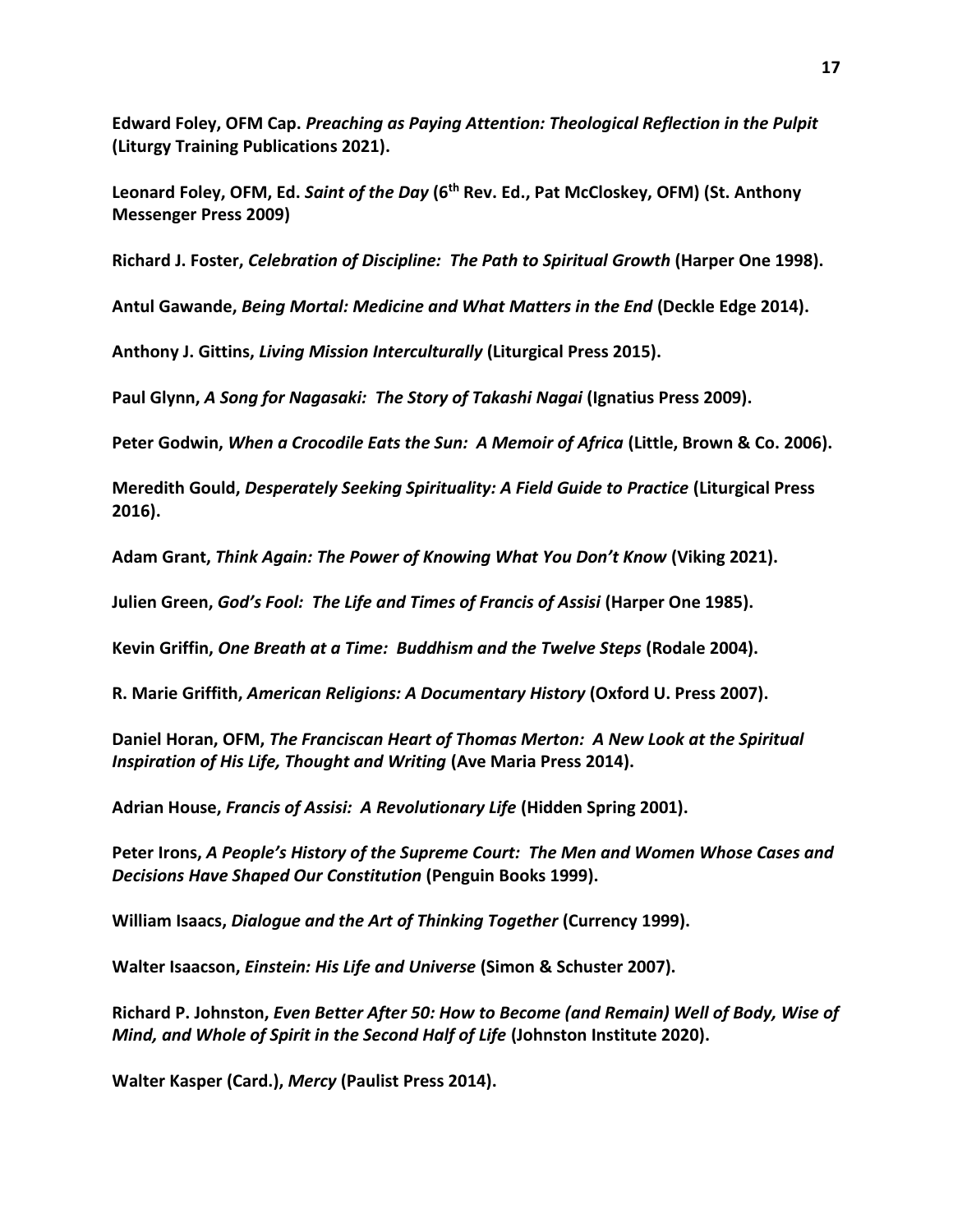**Edward Foley, OFM Cap.** ***Preaching as Paying Attention: Theological Reflection in the Pulpit*** **(Liturgy Training Publications 2021).**

**Leonard Foley, OFM, Ed.** ***Saint of the Day*** **(6th Rev. Ed., Pat McCloskey, OFM) (St. Anthony Messenger Press 2009)**

**Richard J. Foster,** ***Celebration of Discipline: The Path to Spiritual Growth*** **(Harper One 1998).**

**Antul Gawande,** ***Being Mortal: Medicine and What Matters in the End*** **(Deckle Edge 2014).**

**Anthony J. Gittins,** ***Living Mission Interculturally*** **(Liturgical Press 2015).**

**Paul Glynn,** ***A Song for Nagasaki: The Story of Takashi Nagai*** **(Ignatius Press 2009).**

**Peter Godwin,** ***When a Crocodile Eats the Sun: A Memoir of Africa*** **(Little, Brown & Co. 2006).**

**Meredith Gould,** ***Desperately Seeking Spirituality: A Field Guide to Practice*** **(Liturgical Press 2016).**

**Adam Grant,** ***Think Again: The Power of Knowing What You Don't Know*** **(Viking 2021).**

**Julien Green,** ***God's Fool: The Life and Times of Francis of Assisi*** **(Harper One 1985).**

**Kevin Griffin,** ***One Breath at a Time: Buddhism and the Twelve Steps*** **(Rodale 2004).**

**R. Marie Griffith,** ***American Religions: A Documentary History*** **(Oxford U. Press 2007).**

**Daniel Horan, OFM,** ***The Franciscan Heart of Thomas Merton: A New Look at the Spiritual Inspiration of His Life, Thought and Writing*** **(Ave Maria Press 2014).**

**Adrian House,** ***Francis of Assisi: A Revolutionary Life*** **(Hidden Spring 2001).**

**Peter Irons,** ***A People's History of the Supreme Court: The Men and Women Whose Cases and Decisions Have Shaped Our Constitution*** **(Penguin Books 1999).**

**William Isaacs,** ***Dialogue and the Art of Thinking Together*** **(Currency 1999).**

**Walter Isaacson,** ***Einstein: His Life and Universe*** **(Simon & Schuster 2007).**

**Richard P. Johnston,** ***Even Better After 50: How to Become (and Remain) Well of Body, Wise of Mind, and Whole of Spirit in the Second Half of Life*** **(Johnston Institute 2020).**

**Walter Kasper (Card.),** ***Mercy*** **(Paulist Press 2014).**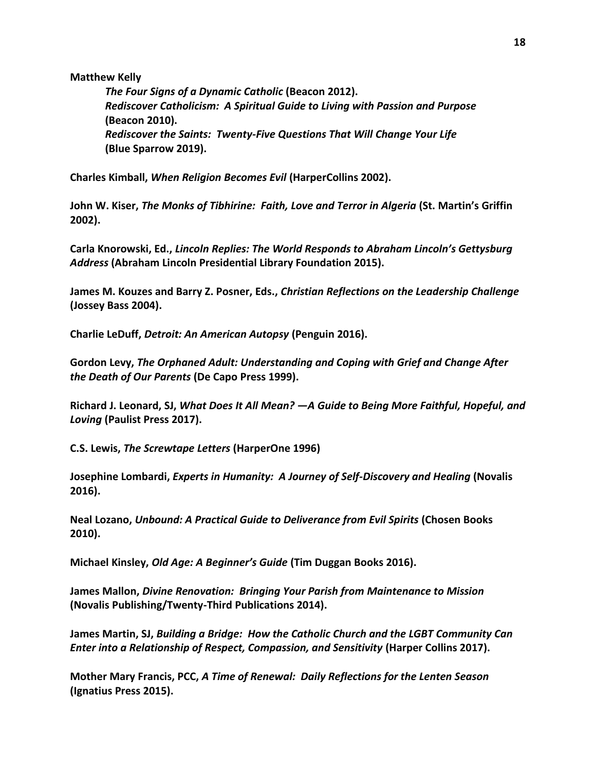**Matthew Kelly**

> ***The Four Signs of a Dynamic Catholic* (Beacon 2012).**
> ***Rediscover Catholicism: A Spiritual Guide to Living with Passion and Purpose* (Beacon 2010).**
> ***Rediscover the Saints: Twenty-Five Questions That Will Change Your Life* (Blue Sparrow 2019).**

**Charles Kimball, *When Religion Becomes Evil* (HarperCollins 2002).**

**John W. Kiser, *The Monks of Tibhirine: Faith, Love and Terror in Algeria* (St. Martin's Griffin 2002).**

**Carla Knorowski, Ed., *Lincoln Replies: The World Responds to Abraham Lincoln's Gettysburg Address* (Abraham Lincoln Presidential Library Foundation 2015).**

**James M. Kouzes and Barry Z. Posner, Eds., *Christian Reflections on the Leadership Challenge* (Jossey Bass 2004).**

**Charlie LeDuff, *Detroit: An American Autopsy* (Penguin 2016).**

**Gordon Levy, *The Orphaned Adult: Understanding and Coping with Grief and Change After the Death of Our Parents* (De Capo Press 1999).**

**Richard J. Leonard, SJ, *What Does It All Mean? —A Guide to Being More Faithful, Hopeful, and Loving* (Paulist Press 2017).**

**C.S. Lewis, *The Screwtape Letters* (HarperOne 1996)**

**Josephine Lombardi, *Experts in Humanity: A Journey of Self-Discovery and Healing* (Novalis 2016).**

**Neal Lozano, *Unbound: A Practical Guide to Deliverance from Evil Spirits* (Chosen Books 2010).**

**Michael Kinsley, *Old Age: A Beginner's Guide* (Tim Duggan Books 2016).**

**James Mallon, *Divine Renovation: Bringing Your Parish from Maintenance to Mission* (Novalis Publishing/Twenty-Third Publications 2014).**

**James Martin, SJ, *Building a Bridge: How the Catholic Church and the LGBT Community Can Enter into a Relationship of Respect, Compassion, and Sensitivity* (Harper Collins 2017).**

**Mother Mary Francis, PCC, *A Time of Renewal: Daily Reflections for the Lenten Season* (Ignatius Press 2015).**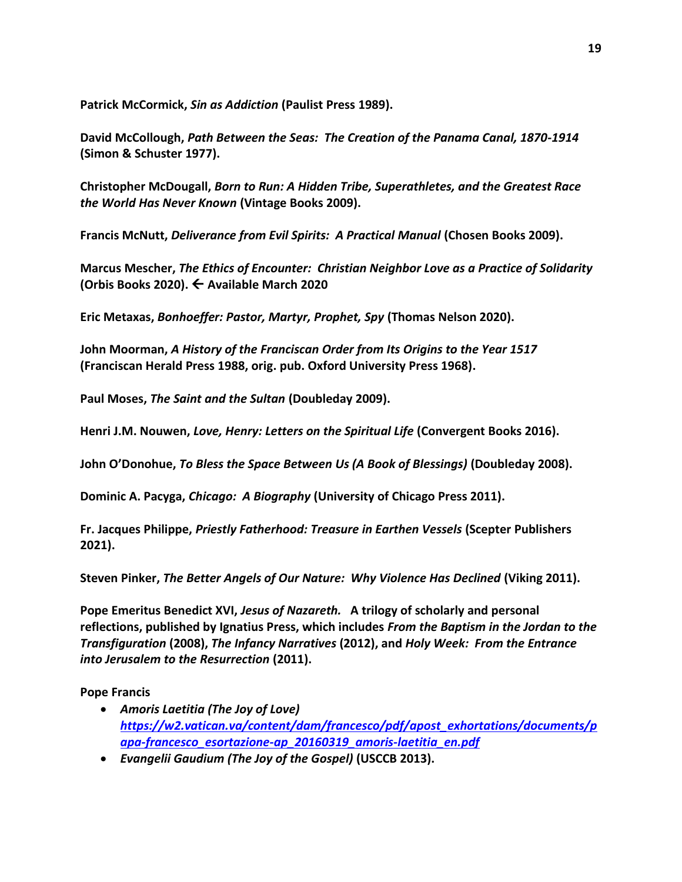**Patrick McCormick, *Sin as Addiction* (Paulist Press 1989).**

**David McCollough, *Path Between the Seas: The Creation of the Panama Canal, 1870-1914* (Simon & Schuster 1977).**

**Christopher McDougall, *Born to Run: A Hidden Tribe, Superathletes, and the Greatest Race the World Has Never Known* (Vintage Books 2009).**

**Francis McNutt, *Deliverance from Evil Spirits: A Practical Manual* (Chosen Books 2009).**

**Marcus Mescher, *The Ethics of Encounter: Christian Neighbor Love as a Practice of Solidarity* (Orbis Books 2020). ← Available March 2020**

**Eric Metaxas, *Bonhoeffer: Pastor, Martyr, Prophet, Spy* (Thomas Nelson 2020).**

**John Moorman, *A History of the Franciscan Order from Its Origins to the Year 1517* (Franciscan Herald Press 1988, orig. pub. Oxford University Press 1968).**

**Paul Moses, *The Saint and the Sultan* (Doubleday 2009).**

**Henri J.M. Nouwen, *Love, Henry: Letters on the Spiritual Life* (Convergent Books 2016).**

**John O'Donohue, *To Bless the Space Between Us (A Book of Blessings)* (Doubleday 2008).**

**Dominic A. Pacyga, *Chicago: A Biography* (University of Chicago Press 2011).**

**Fr. Jacques Philippe, *Priestly Fatherhood: Treasure in Earthen Vessels* (Scepter Publishers 2021).**

**Steven Pinker, *The Better Angels of Our Nature: Why Violence Has Declined* (Viking 2011).**

**Pope Emeritus Benedict XVI, *Jesus of Nazareth.* A trilogy of scholarly and personal reflections, published by Ignatius Press, which includes *From the Baptism in the Jordan to the Transfiguration* (2008), *The Infancy Narratives* (2012), and *Holy Week: From the Entrance into Jerusalem to the Resurrection* (2011).**

**Pope Francis**

- ***Amoris Laetitia (The Joy of Love)*** ***[https://w2.vatican.va/content/dam/francesco/pdf/apost_exhortations/documents/papa-francesco_esortazione-ap_20160319_amoris-laetitia_en.pdf](https://w2.vatican.va/content/dam/francesco/pdf/apost_exhortations/documents/papa-francesco_esortazione-ap_20160319_amoris-laetitia_en.pdf)***
- ***Evangelii Gaudium (The Joy of the Gospel)* (USCCB 2013).**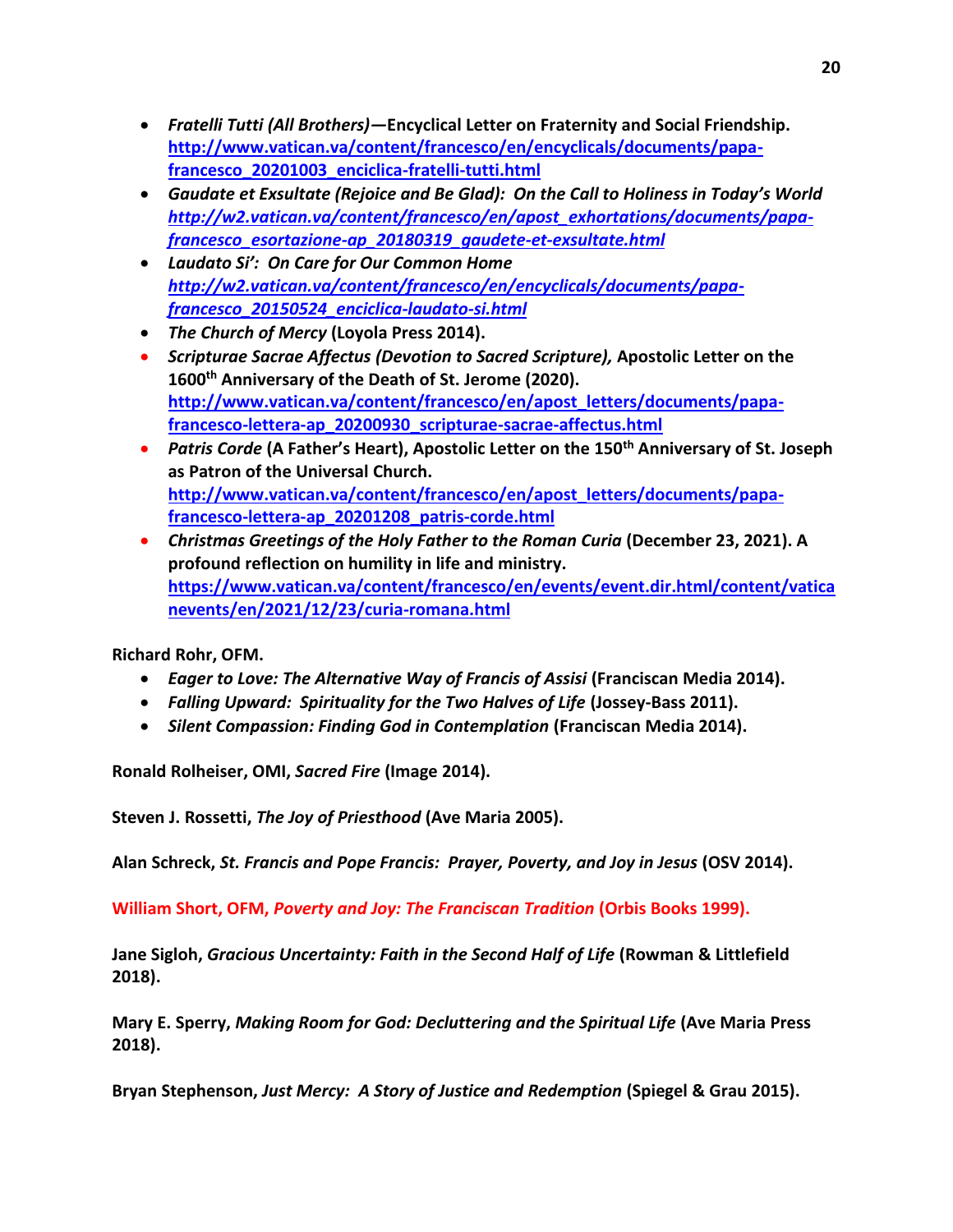- ***Fratelli Tutti (All Brothers)*—Encyclical Letter on Fraternity and Social Friendship.** **http://www.vatican.va/content/francesco/en/encyclicals/documents/papa-francesco_20201003_enciclica-fratelli-tutti.html**
- ***Gaudate et Exsultate (Rejoice and Be Glad): On the Call to Holiness in Today's World*** ***http://w2.vatican.va/content/francesco/en/apost_exhortations/documents/papa-francesco_esortazione-ap_20180319_gaudete-et-exsultate.html***
- ***Laudato Si': On Care for Our Common Home*** ***http://w2.vatican.va/content/francesco/en/encyclicals/documents/papa-francesco_20150524_enciclica-laudato-si.html***
- ***The Church of Mercy* (Loyola Press 2014).**
- ***Scripturae Sacrae Affectus (Devotion to Sacred Scripture),* Apostolic Letter on the 1600th Anniversary of the Death of St. Jerome (2020).** **http://www.vatican.va/content/francesco/en/apost_letters/documents/papa-francesco-lettera-ap_20200930_scripturae-sacrae-affectus.html**
- ***Patris Corde* (A Father's Heart), Apostolic Letter on the 150th Anniversary of St. Joseph as Patron of the Universal Church.** **http://www.vatican.va/content/francesco/en/apost_letters/documents/papa-francesco-lettera-ap_20201208_patris-corde.html**
- ***Christmas Greetings of the Holy Father to the Roman Curia* (December 23, 2021). A profound reflection on humility in life and ministry.** **https://www.vatican.va/content/francesco/en/events/event.dir.html/content/vaticanevents/en/2021/12/23/curia-romana.html**

**Richard Rohr, OFM.**

- ***Eager to Love: The Alternative Way of Francis of Assisi* (Franciscan Media 2014).**
- ***Falling Upward: Spirituality for the Two Halves of Life* (Jossey-Bass 2011).**
- ***Silent Compassion: Finding God in Contemplation* (Franciscan Media 2014).**

**Ronald Rolheiser, OMI, *Sacred Fire* (Image 2014).**

**Steven J. Rossetti, *The Joy of Priesthood* (Ave Maria 2005).**

**Alan Schreck, *St. Francis and Pope Francis: Prayer, Poverty, and Joy in Jesus* (OSV 2014).**

**William Short, OFM, *Poverty and Joy: The Franciscan Tradition* (Orbis Books 1999).**

**Jane Sigloh, *Gracious Uncertainty: Faith in the Second Half of Life* (Rowman & Littlefield 2018).**

**Mary E. Sperry, *Making Room for God: Decluttering and the Spiritual Life* (Ave Maria Press 2018).**

**Bryan Stephenson, *Just Mercy: A Story of Justice and Redemption* (Spiegel & Grau 2015).**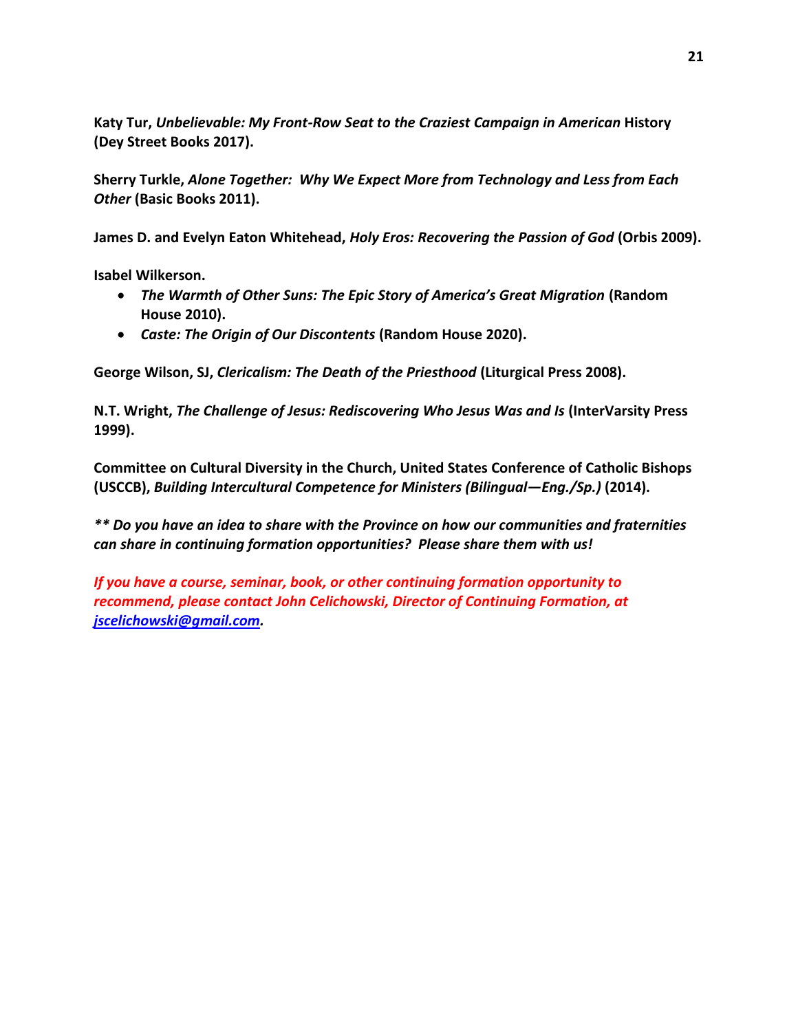**Katy Tur,** ***Unbelievable: My Front-Row Seat to the Craziest Campaign in American*** **History (Dey Street Books 2017).**

**Sherry Turkle,** ***Alone Together: Why We Expect More from Technology and Less from Each Other*** **(Basic Books 2011).**

**James D. and Evelyn Eaton Whitehead,** ***Holy Eros: Recovering the Passion of God*** **(Orbis 2009).**

**Isabel Wilkerson.**

- ***The Warmth of Other Suns: The Epic Story of America's Great Migration*** **(Random House 2010).**
- ***Caste: The Origin of Our Discontents*** **(Random House 2020).**

**George Wilson, SJ,** ***Clericalism: The Death of the Priesthood*** **(Liturgical Press 2008).**

**N.T. Wright,** ***The Challenge of Jesus: Rediscovering Who Jesus Was and Is*** **(InterVarsity Press 1999).**

**Committee on Cultural Diversity in the Church, United States Conference of Catholic Bishops (USCCB),** ***Building Intercultural Competence for Ministers (Bilingual—Eng./Sp.)*** **(2014).**

***\*\* Do you have an idea to share with the Province on how our communities and fraternities can share in continuing formation opportunities? Please share them with us!***

***If you have a course, seminar, book, or other continuing formation opportunity to recommend, please contact John Celichowski, Director of Continuing Formation, at jscelichowski@gmail.com.***